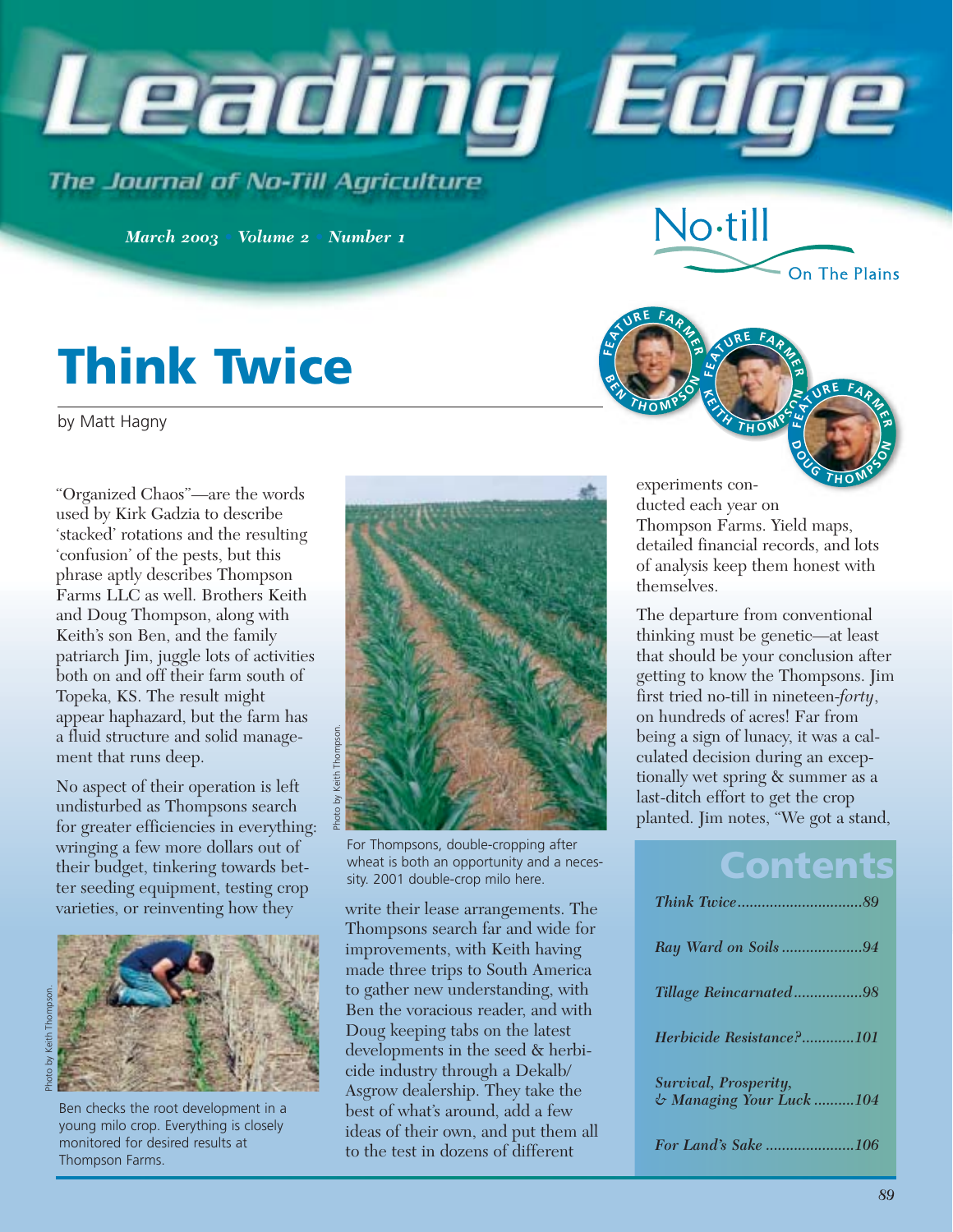# Leading Edge

The Journal of No-Till Agriculture

*March 2003 • Volume 2 • Number 1*

No·till On The Plains

# Think Twice

by Matt Hagny

FEATURE FARMER BEN THOMPSON · FEATURE FARMER KEITH THOMPSON · FEATURE FARMER DOUG THOMPSON

"Organized Chaos"—are the words used by Kirk Gadzia to describe 'stacked' rotations and the resulting 'confusion' of the pests, but this phrase aptly describes Thompson Farms LLC as well. Brothers Keith and Doug Thompson, along with Keith's son Ben, and the family patriarch Jim, juggle lots of activities both on and off their farm south of Topeka, KS. The result might appear haphazard, but the farm has a fluid structure and solid management that runs deep.

No aspect of their operation is left undisturbed as Thompsons search for greater efficiencies in everything: wringing a few more dollars out of their budget, tinkering towards better seeding equipment, testing crop varieties, or reinventing how they write their lease arrangements. The Thompsons search far and wide for improvements, with Keith having made three trips to South America to gather new understanding, with Ben the voracious reader, and with Doug keeping tabs on the latest developments in the seed & herbicide industry through a Dekalb/Asgrow dealership. They take the best of what's around, add a few ideas of their own, and put them all to the test in dozens of different experiments conducted each year on Thompson Farms. Yield maps, detailed financial records, and lots of analysis keep them honest with themselves.

Photo by Keith Thompson.

Ben checks the root development in a young milo crop. Everything is closely monitored for desired results at Thompson Farms.

Photo by Keith Thompson.

For Thompsons, double-cropping after wheat is both an opportunity and a necessity. 2001 double-crop milo here.

The departure from conventional thinking must be genetic—at least that should be your conclusion after getting to know the Thompsons. Jim first tried no-till in nineteen-*forty*, on hundreds of acres! Far from being a sign of lunacy, it was a calculated decision during an exceptionally wet spring & summer as a last-ditch effort to get the crop planted. Jim notes, "We got a stand,

## Contents

| | |
|---|---|
| *Think Twice* | *89* |
| *Ray Ward on Soils* | *94* |
| *Tillage Reincarnated* | *98* |
| *Herbicide Resistance?* | *101* |
| *Survival, Prosperity, & Managing Your Luck* | *104* |
| *For Land's Sake* | *106* |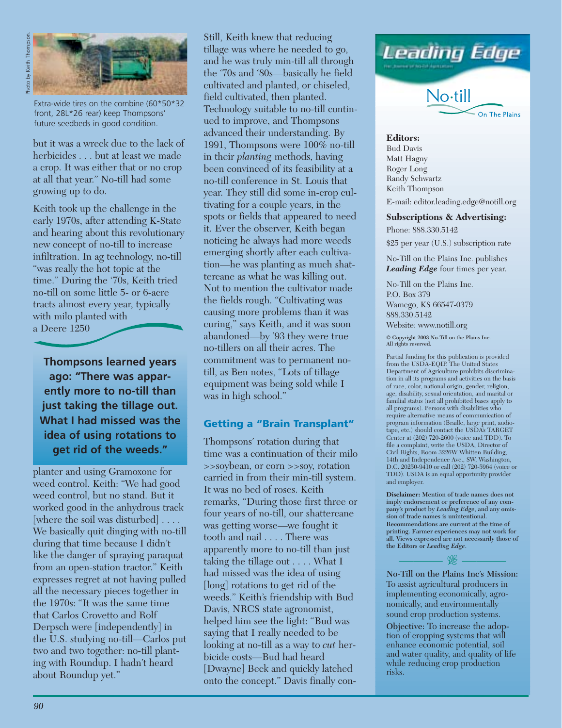Photo by Keith Thompson.

Extra-wide tires on the combine (60*50*32 front, 28L*26 rear) keep Thompsons' future seedbeds in good condition.

but it was a wreck due to the lack of herbicides . . . but at least we made a crop. It was either that or no crop at all that year." No-till had some growing up to do.

Keith took up the challenge in the early 1970s, after attending K-State and hearing about this revolutionary new concept of no-till to increase infiltration. In ag technology, no-till "was really the hot topic at the time." During the '70s, Keith tried no-till on some little 5- or 6-acre tracts almost every year, typically with milo planted with a Deere 1250 planter and using Gramoxone for weed control. Keith: "We had good weed control, but no stand. But it worked good in the anhydrous track [where the soil was disturbed] . . . . We basically quit dinging with no-till during that time because I didn't like the danger of spraying paraquat from an open-station tractor." Keith expresses regret at not having pulled all the necessary pieces together in the 1970s: "It was the same time that Carlos Crovetto and Rolf Derpsch were [independently] in the U.S. studying no-till—Carlos put two and two together: no-till planting with Roundup. I hadn't heard about Roundup yet."

**Thompsons learned years ago: "There was apparently more to no-till than just taking the tillage out. What I had missed was the idea of using rotations to get rid of the weeds."**

Still, Keith knew that reducing tillage was where he needed to go, and he was truly min-till all through the '70s and '80s—basically he field cultivated and planted, or chiseled, field cultivated, then planted. Technology suitable to no-till continued to improve, and Thompsons advanced their understanding. By 1991, Thompsons were 100% no-till in their *planting* methods, having been convinced of its feasibility at a no-till conference in St. Louis that year. They still did some in-crop cultivating for a couple years, in the spots or fields that appeared to need it. Ever the observer, Keith began noticing he always had more weeds emerging shortly after each cultivation—he was planting as much shattercane as what he was killing out. Not to mention the cultivator made the fields rough. "Cultivating was causing more problems than it was curing," says Keith, and it was soon abandoned—by '93 they were true no-tillers on all their acres. The commitment was to permanent no-till, as Ben notes, "Lots of tillage equipment was being sold while I was in high school."

### Getting a "Brain Transplant"

Thompsons' rotation during that time was a continuation of their milo >>soybean, or corn >>soy, rotation carried in from their min-till system. It was no bed of roses. Keith remarks, "During those first three or four years of no-till, our shattercane was getting worse—we fought it tooth and nail . . . . There was apparently more to no-till than just taking the tillage out . . . . What I had missed was the idea of using [long] rotations to get rid of the weeds." Keith's friendship with Bud Davis, NRCS state agronomist, helped him see the light: "Bud was saying that I really needed to be looking at no-till as a way to *cut* herbicide costs—Bud had heard [Dwayne] Beck and quickly latched onto the concept." Davis finally con-

---

**Leading Edge**

No·till On The Plains

**Editors:**
Bud Davis
Matt Hagny
Roger Long
Randy Schwartz
Keith Thompson

E-mail: editor.leading.edge@notill.org

**Subscriptions & Advertising:**
Phone: 888.330.5142

$25 per year (U.S.) subscription rate

No-Till on the Plains Inc. publishes ***Leading Edge*** four times per year.

No-Till on the Plains Inc.
P.O. Box 379
Wamego, KS 66547-0379
888.330.5142
Website: www.notill.org

**© Copyright 2003 No-Till on the Plains Inc. All rights reserved.**

Partial funding for this publication is provided from the USDA-EQIP. The United States Department of Agriculture prohibits discrimination in all its programs and activities on the basis of race, color, national origin, gender, religion, age, disability, sexual orientation, and marital or familial status (not all prohibited bases apply to all programs). Persons with disabilities who require alternative means of communication of program information (Braille, large print, audiotape, etc.) should contact the USDA's TARGET Center at (202) 720-2600 (voice and TDD). To file a complaint, write the USDA, Director of Civil Rights, Room 3226W Whitten Building, 14th and Independence Ave., SW, Washington, D.C. 20250-9410 or call (202) 720-5964 (voice or TDD). USDA is an equal opportunity provider and employer.

**Disclaimer: Mention of trade names does not imply endorsement or preference of any company's product by *Leading Edge*, and any omission of trade names is unintentional. Recommendations are current at the time of printing. Farmer experiences may not work for all. Views expressed are not necessarily those of the Editors or *Leading Edge*.**

**No-Till on the Plains Inc's Mission:** To assist agricultural producers in implementing economically, agronomically, and environmentally sound crop production systems.

**Objective:** To increase the adoption of cropping systems that will enhance economic potential, soil and water quality, and quality of life while reducing crop production risks.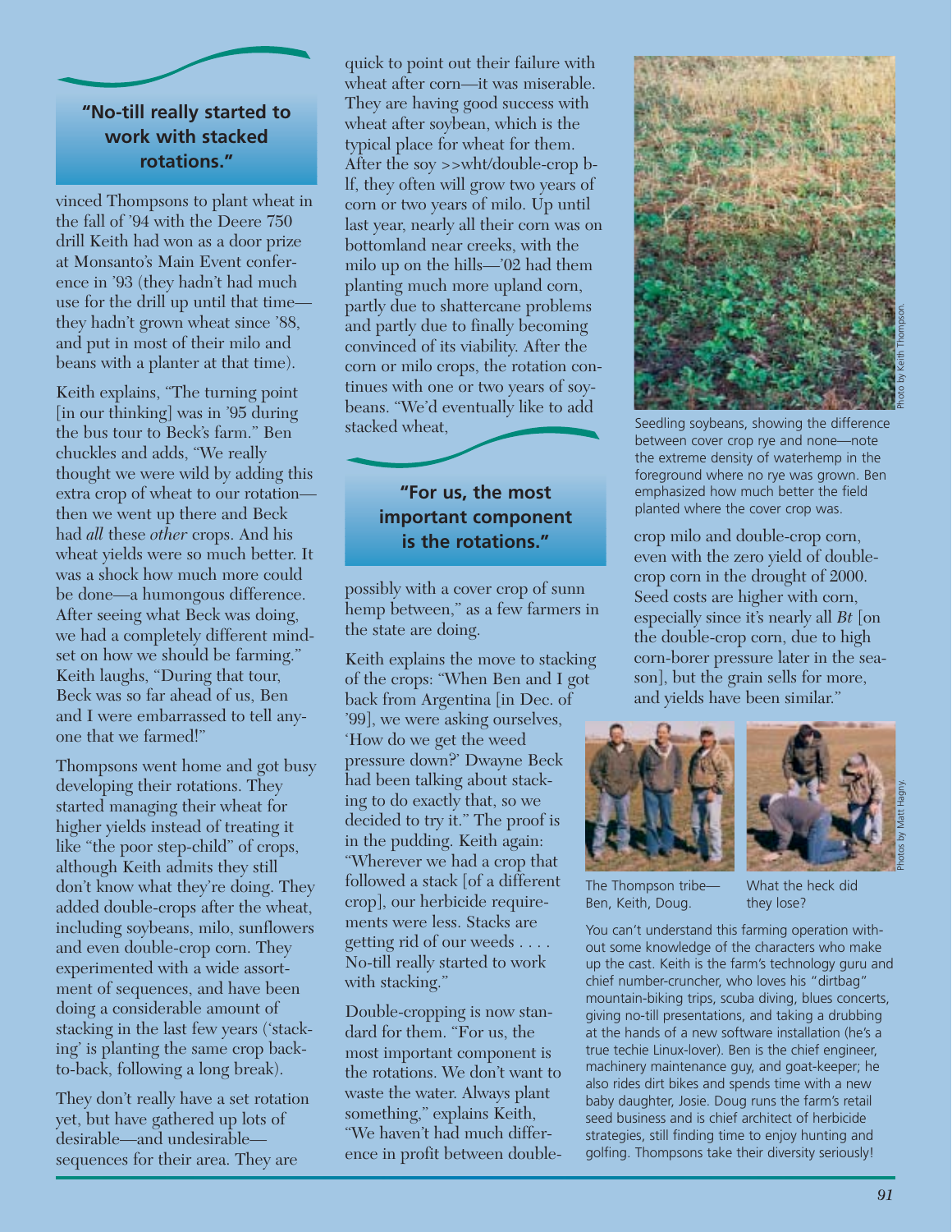vinced Thompsons to plant wheat in the fall of '94 with the Deere 750 drill Keith had won as a door prize at Monsanto's Main Event conference in '93 (they hadn't had much use for the drill up until that time—they hadn't grown wheat since '88, and put in most of their milo and beans with a planter at that time).

> **"No-till really started to work with stacked rotations."**

Keith explains, "The turning point [in our thinking] was in '95 during the bus tour to Beck's farm." Ben chuckles and adds, "We really thought we were wild by adding this extra crop of wheat to our rotation—then we went up there and Beck had *all* these *other* crops. And his wheat yields were so much better. It was a shock how much more could be done—a humongous difference. After seeing what Beck was doing, we had a completely different mindset on how we should be farming." Keith laughs, "During that tour, Beck was so far ahead of us, Ben and I were embarrassed to tell anyone that we farmed!"

Thompsons went home and got busy developing their rotations. They started managing their wheat for higher yields instead of treating it like "the poor step-child" of crops, although Keith admits they still don't know what they're doing. They added double-crops after the wheat, including soybeans, milo, sunflowers and even double-crop corn. They experimented with a wide assortment of sequences, and have been doing a considerable amount of stacking in the last few years ('stacking' is planting the same crop back-to-back, following a long break).

They don't really have a set rotation yet, but have gathered up lots of desirable—and undesirable—sequences for their area. They are quick to point out their failure with wheat after corn—it was miserable. They are having good success with wheat after soybean, which is the typical place for wheat for them. After the soy >>wht/double-crop b-lf, they often will grow two years of corn or two years of milo. Up until last year, nearly all their corn was on bottomland near creeks, with the milo up on the hills—'02 had them planting much more upland corn, partly due to shattercane problems and partly due to finally becoming convinced of its viability. After the corn or milo crops, the rotation continues with one or two years of soybeans. "We'd eventually like to add stacked wheat, possibly with a cover crop of sunn hemp between," as a few farmers in the state are doing.

> **"For us, the most important component is the rotations."**

Keith explains the move to stacking of the crops: "When Ben and I got back from Argentina [in Dec. of '99], we were asking ourselves, 'How do we get the weed pressure down?' Dwayne Beck had been talking about stacking to do exactly that, so we decided to try it." The proof is in the pudding. Keith again: "Wherever we had a crop that followed a stack [of a different crop], our herbicide requirements were less. Stacks are getting rid of our weeds . . . . No-till really started to work with stacking."

Double-cropping is now standard for them. "For us, the most important component is the rotations. We don't want to waste the water. Always plant something," explains Keith, "We haven't had much difference in profit between double-crop milo and double-crop corn, even with the zero yield of double-crop corn in the drought of 2000. Seed costs are higher with corn, especially since it's nearly all *Bt* [on the double-crop corn, due to high corn-borer pressure later in the season], but the grain sells for more, and yields have been similar."

Seedling soybeans, showing the difference between cover crop rye and none—note the extreme density of waterhemp in the foreground where no rye was grown. Ben emphasized how much better the field planted where the cover crop was.

Photo by Keith Thompson.

The Thompson tribe—Ben, Keith, Doug.

What the heck did they lose?

Photos by Matt Hagny.

You can't understand this farming operation without some knowledge of the characters who make up the cast. Keith is the farm's technology guru and chief number-cruncher, who loves his "dirtbag" mountain-biking trips, scuba diving, blues concerts, giving no-till presentations, and taking a drubbing at the hands of a new software installation (he's a true techie Linux-lover). Ben is the chief engineer, machinery maintenance guy, and goat-keeper; he also rides dirt bikes and spends time with a new baby daughter, Josie. Doug runs the farm's retail seed business and is chief architect of herbicide strategies, still finding time to enjoy hunting and golfing. Thompsons take their diversity seriously!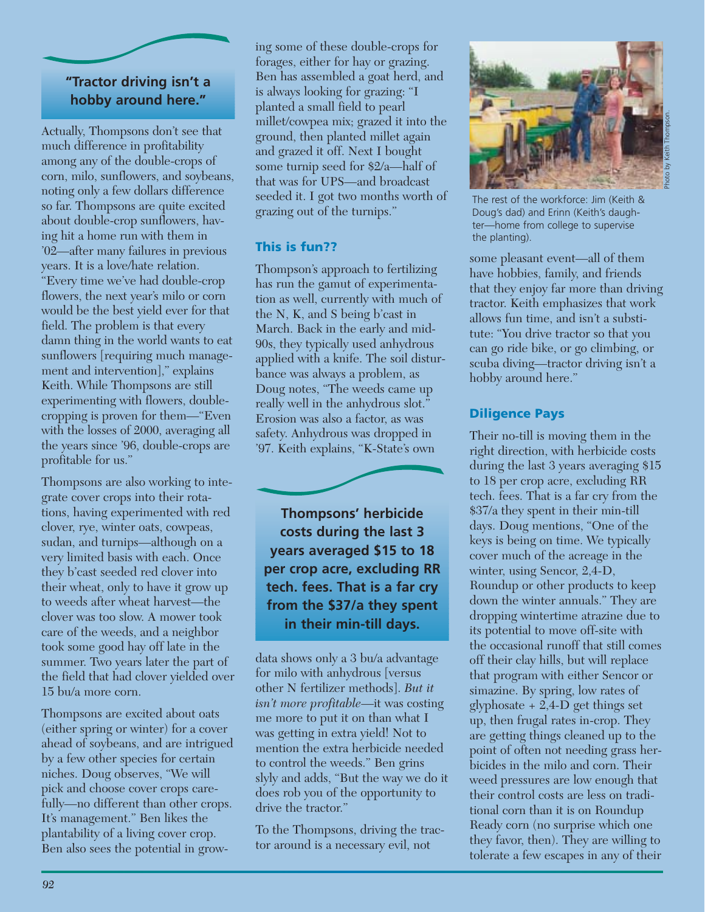**"Tractor driving isn't a hobby around here."**

Actually, Thompsons don't see that much difference in profitability among any of the double-crops of corn, milo, sunflowers, and soybeans, noting only a few dollars difference so far. Thompsons are quite excited about double-crop sunflowers, having hit a home run with them in '02—after many failures in previous years. It is a love/hate relation. "Every time we've had double-crop flowers, the next year's milo or corn would be the best yield ever for that field. The problem is that every damn thing in the world wants to eat sunflowers [requiring much management and intervention]," explains Keith. While Thompsons are still experimenting with flowers, double-cropping is proven for them—"Even with the losses of 2000, averaging all the years since '96, double-crops are profitable for us."

Thompsons are also working to integrate cover crops into their rotations, having experimented with red clover, rye, winter oats, cowpeas, sudan, and turnips—although on a very limited basis with each. Once they b'cast seeded red clover into their wheat, only to have it grow up to weeds after wheat harvest—the clover was too slow. A mower took care of the weeds, and a neighbor took some good hay off late in the summer. Two years later the part of the field that had clover yielded over 15 bu/a more corn.

Thompsons are excited about oats (either spring or winter) for a cover ahead of soybeans, and are intrigued by a few other species for certain niches. Doug observes, "We will pick and choose cover crops carefully—no different than other crops. It's management." Ben likes the plantability of a living cover crop. Ben also sees the potential in growing some of these double-crops for forages, either for hay or grazing. Ben has assembled a goat herd, and is always looking for grazing: "I planted a small field to pearl millet/cowpea mix; grazed it into the ground, then planted millet again and grazed it off. Next I bought some turnip seed for $2/a—half of that was for UPS—and broadcast seeded it. I got two months worth of grazing out of the turnips."

## This is fun??

Thompson's approach to fertilizing has run the gamut of experimentation as well, currently with much of the N, K, and S being b'cast in March. Back in the early and mid-90s, they typically used anhydrous applied with a knife. The soil disturbance was always a problem, as Doug notes, "The weeds came up really well in the anhydrous slot." Erosion was also a factor, as was safety. Anhydrous was dropped in '97. Keith explains, "K-State's own data shows only a 3 bu/a advantage for milo with anhydrous [versus other N fertilizer methods]. *But it isn't more profitable*—it was costing me more to put it on than what I was getting in extra yield! Not to mention the extra herbicide needed to control the weeds." Ben grins slyly and adds, "But the way we do it does rob you of the opportunity to drive the tractor."

**Thompsons' herbicide costs during the last 3 years averaged $15 to 18 per crop acre, excluding RR tech. fees. That is a far cry from the $37/a they spent in their min-till days.**

To the Thompsons, driving the tractor around is a necessary evil, not some pleasant event—all of them have hobbies, family, and friends that they enjoy far more than driving tractor. Keith emphasizes that work allows fun time, and isn't a substitute: "You drive tractor so that you can go ride bike, or go climbing, or scuba diving—tractor driving isn't a hobby around here."

The rest of the workforce: Jim (Keith & Doug's dad) and Erinn (Keith's daughter—home from college to supervise the planting).

Photo by Keith Thompson.

## Diligence Pays

Their no-till is moving them in the right direction, with herbicide costs during the last 3 years averaging $15 to 18 per crop acre, excluding RR tech. fees. That is a far cry from the $37/a they spent in their min-till days. Doug mentions, "One of the keys is being on time. We typically cover much of the acreage in the winter, using Sencor, 2,4-D, Roundup or other products to keep down the winter annuals." They are dropping wintertime atrazine due to its potential to move off-site with the occasional runoff that still comes off their clay hills, but will replace that program with either Sencor or simazine. By spring, low rates of glyphosate + 2,4-D get things set up, then frugal rates in-crop. They are getting things cleaned up to the point of often not needing grass herbicides in the milo and corn. Their weed pressures are low enough that their control costs are less on traditional corn than it is on Roundup Ready corn (no surprise which one they favor, then). They are willing to tolerate a few escapes in any of their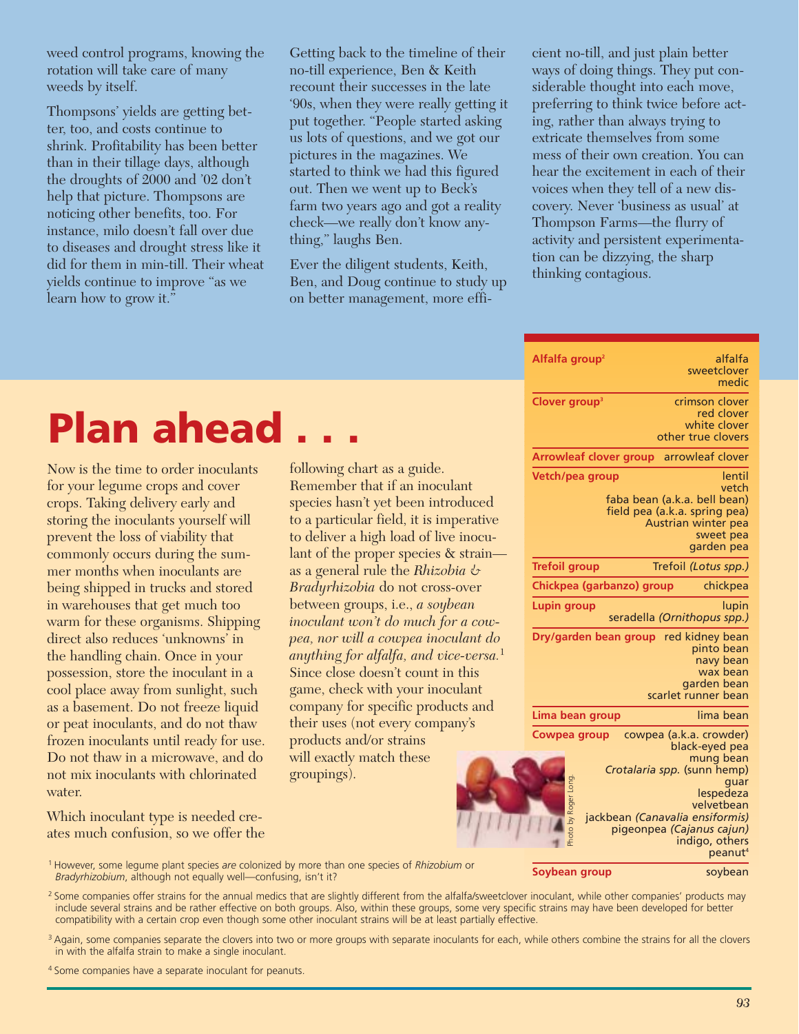weed control programs, knowing the rotation will take care of many weeds by itself.

Thompsons' yields are getting better, too, and costs continue to shrink. Profitability has been better than in their tillage days, although the droughts of 2000 and '02 don't help that picture. Thompsons are noticing other benefits, too. For instance, milo doesn't fall over due to diseases and drought stress like it did for them in min-till. Their wheat yields continue to improve "as we learn how to grow it."

Getting back to the timeline of their no-till experience, Ben & Keith recount their successes in the late '90s, when they were really getting it put together. "People started asking us lots of questions, and we got our pictures in the magazines. We started to think we had this figured out. Then we went up to Beck's farm two years ago and got a reality check—we really don't know anything," laughs Ben.

Ever the diligent students, Keith, Ben, and Doug continue to study up on better management, more efficient no-till, and just plain better ways of doing things. They put considerable thought into each move, preferring to think twice before acting, rather than always trying to extricate themselves from some mess of their own creation. You can hear the excitement in each of their voices when they tell of a new discovery. Never 'business as usual' at Thompson Farms—the flurry of activity and persistent experimentation can be dizzying, the sharp thinking contagious.

# Plan ahead . . .

Now is the time to order inoculants for your legume crops and cover crops. Taking delivery early and storing the inoculants yourself will prevent the loss of viability that commonly occurs during the summer months when inoculants are being shipped in trucks and stored in warehouses that get much too warm for these organisms. Shipping direct also reduces 'unknowns' in the handling chain. Once in your possession, store the inoculant in a cool place away from sunlight, such as a basement. Do not freeze liquid or peat inoculants, and do not thaw frozen inoculants until ready for use. Do not thaw in a microwave, and do not mix inoculants with chlorinated water.

Which inoculant type is needed creates much confusion, so we offer the following chart as a guide. Remember that if an inoculant species hasn't yet been introduced to a particular field, it is imperative to deliver a high load of live inoculant of the proper species & strain—as a general rule the *Rhizobia & Bradyrhizobia* do not cross-over between groups, i.e., *a soybean inoculant won't do much for a cowpea, nor will a cowpea inoculant do anything for alfalfa, and vice-versa.*[1] Since close doesn't count in this game, check with your inoculant company for specific products and their uses (not every company's products and/or strains will exactly match these groupings).

| Group | Crops |
|---|---|
| **Alfalfa group**[2] | alfalfa, sweetclover, medic |
| **Clover group**[3] | crimson clover, red clover, white clover, other true clovers |
| **Arrowleaf clover group** | arrowleaf clover |
| **Vetch/pea group** | lentil, vetch, faba bean (a.k.a. bell bean), field pea (a.k.a. spring pea), Austrian winter pea, sweet pea, garden pea |
| **Trefoil group** | Trefoil *(Lotus spp.)* |
| **Chickpea (garbanzo) group** | chickpea |
| **Lupin group** | lupin, seradella *(Ornithopus spp.)* |
| **Dry/garden bean group** | red kidney bean, pinto bean, navy bean, wax bean, garden bean, scarlet runner bean |
| **Lima bean group** | lima bean |
| **Cowpea group** | cowpea (a.k.a. crowder), black-eyed pea, mung bean, *Crotalaria spp.* (sunn hemp), guar, lespedeza, velvetbean, jackbean *(Canavalia ensiformis)*, pigeonpea *(Cajanus cajun)*, indigo, others, peanut[4] |
| **Soybean group** | soybean |

Photo by Roger Long.

[1] However, some legume plant species *are* colonized by more than one species of *Rhizobium* or *Bradyrhizobium*, although not equally well—confusing, isn't it?

[2] Some companies offer strains for the annual medics that are slightly different from the alfalfa/sweetclover inoculant, while other companies' products may include several strains and be rather effective on both groups. Also, within these groups, some very specific strains may have been developed for better compatibility with a certain crop even though some other inoculant strains will be at least partially effective.

[3] Again, some companies separate the clovers into two or more groups with separate inoculants for each, while others combine the strains for all the clovers in with the alfalfa strain to make a single inoculant.

[4] Some companies have a separate inoculant for peanuts.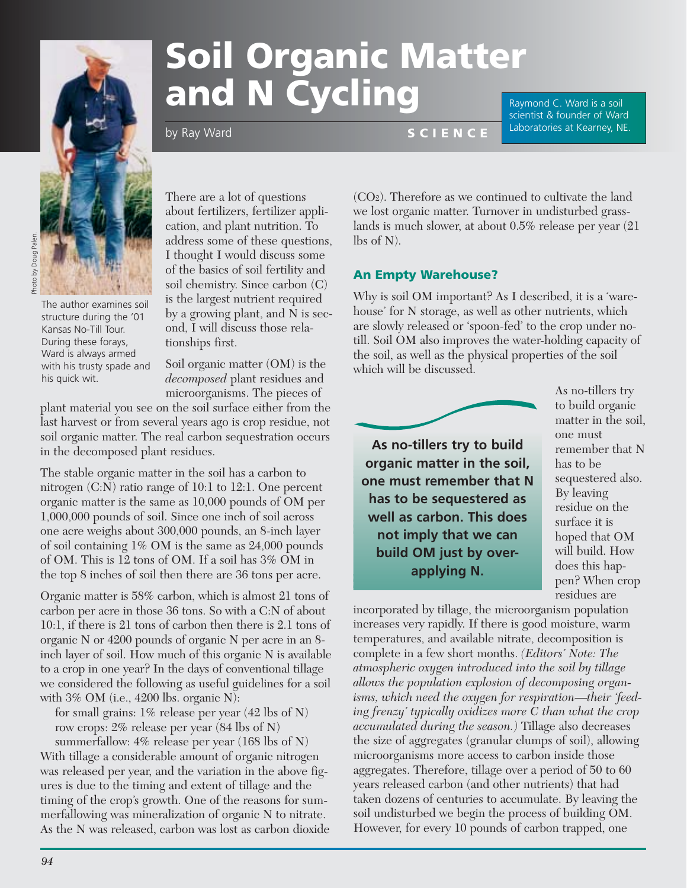# Soil Organic Matter and N Cycling

by Ray Ward

SCIENCE

Raymond C. Ward is a soil scientist & founder of Ward Laboratories at Kearney, NE.

Photo by Doug Palen.

The author examines soil structure during the '01 Kansas No-Till Tour. During these forays, Ward is always armed with his trusty spade and his quick wit.

There are a lot of questions about fertilizers, fertilizer application, and plant nutrition. To address some of these questions, I thought I would discuss some of the basics of soil fertility and soil chemistry. Since carbon (C) is the largest nutrient required by a growing plant, and N is second, I will discuss those relationships first.

Soil organic matter (OM) is the *decomposed* plant residues and microorganisms. The pieces of plant material you see on the soil surface either from the last harvest or from several years ago is crop residue, not soil organic matter. The real carbon sequestration occurs in the decomposed plant residues.

The stable organic matter in the soil has a carbon to nitrogen (C:N) ratio range of 10:1 to 12:1. One percent organic matter is the same as 10,000 pounds of OM per 1,000,000 pounds of soil. Since one inch of soil across one acre weighs about 300,000 pounds, an 8-inch layer of soil containing 1% OM is the same as 24,000 pounds of OM. This is 12 tons of OM. If a soil has 3% OM in the top 8 inches of soil then there are 36 tons per acre.

Organic matter is 58% carbon, which is almost 21 tons of carbon per acre in those 36 tons. So with a C:N of about 10:1, if there is 21 tons of carbon then there is 2.1 tons of organic N or 4200 pounds of organic N per acre in an 8-inch layer of soil. How much of this organic N is available to a crop in one year? In the days of conventional tillage we considered the following as useful guidelines for a soil with 3% OM (i.e., 4200 lbs. organic N):

for small grains: 1% release per year (42 lbs of N)
row crops: 2% release per year (84 lbs of N)
summerfallow: 4% release per year (168 lbs of N)

With tillage a considerable amount of organic nitrogen was released per year, and the variation in the above figures is due to the timing and extent of tillage and the timing of the crop's growth. One of the reasons for summerfallowing was mineralization of organic N to nitrate. As the N was released, carbon was lost as carbon dioxide ($CO_2$). Therefore as we continued to cultivate the land we lost organic matter. Turnover in undisturbed grasslands is much slower, at about 0.5% release per year (21 lbs of N).

### An Empty Warehouse?

Why is soil OM important? As I described, it is a 'warehouse' for N storage, as well as other nutrients, which are slowly released or 'spoon-fed' to the crop under no-till. Soil OM also improves the water-holding capacity of the soil, as well as the physical properties of the soil which will be discussed.

**As no-tillers try to build organic matter in the soil, one must remember that N has to be sequestered as well as carbon. This does not imply that we can build OM just by over-applying N.**

As no-tillers try to build organic matter in the soil, one must remember that N has to be sequestered also. By leaving residue on the surface it is hoped that OM will build. How does this happen? When crop residues are incorporated by tillage, the microorganism population increases very rapidly. If there is good moisture, warm temperatures, and available nitrate, decomposition is complete in a few short months. *(Editors' Note: The atmospheric oxygen introduced into the soil by tillage allows the population explosion of decomposing organisms, which need the oxygen for respiration—their 'feeding frenzy' typically oxidizes more C than what the crop accumulated during the season.)* Tillage also decreases the size of aggregates (granular clumps of soil), allowing microorganisms more access to carbon inside those aggregates. Therefore, tillage over a period of 50 to 60 years released carbon (and other nutrients) that had taken dozens of centuries to accumulate. By leaving the soil undisturbed we begin the process of building OM. However, for every 10 pounds of carbon trapped, one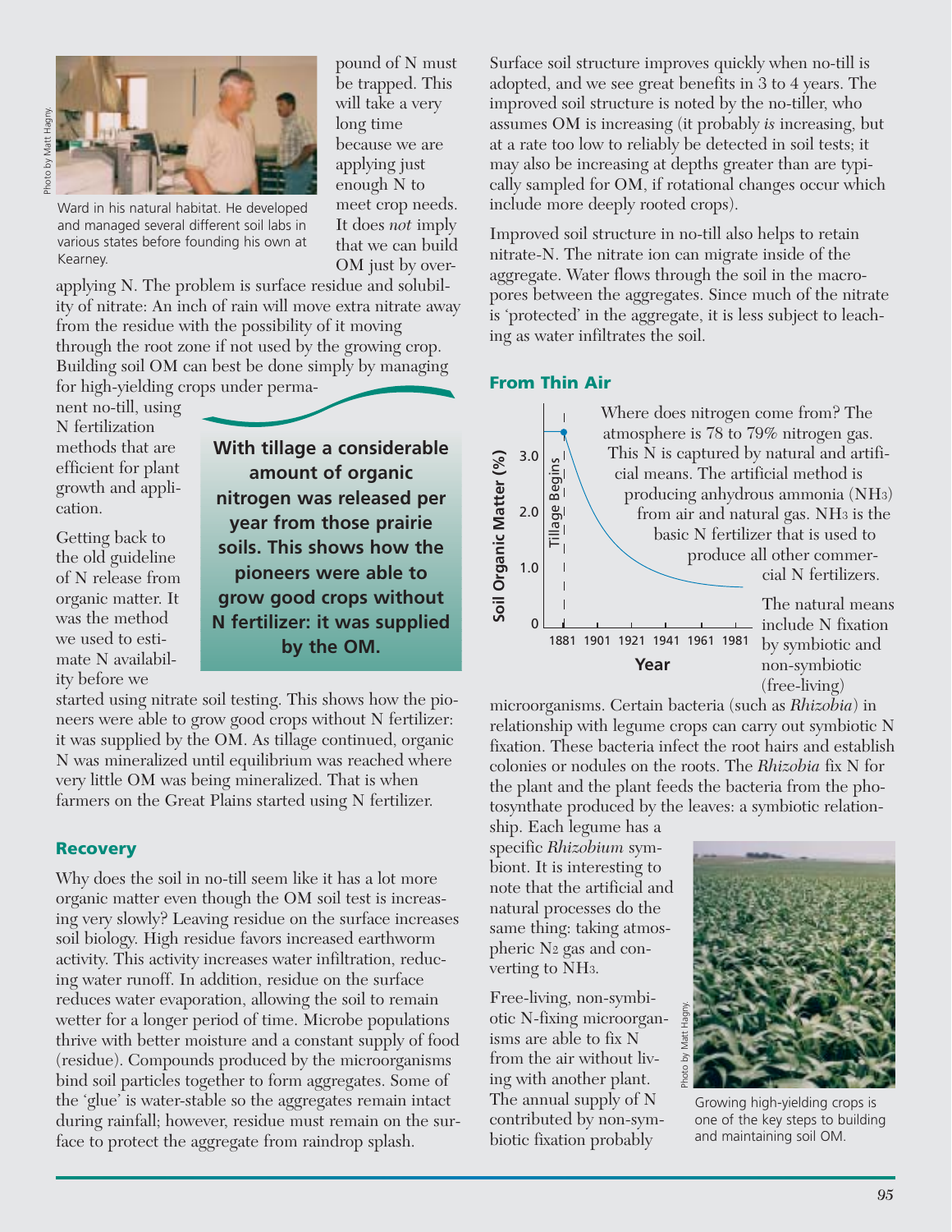pound of N must be trapped. This will take a very long time because we are applying just enough N to meet crop needs. It does *not* imply that we can build OM just by over-applying N. The problem is surface residue and solubility of nitrate: An inch of rain will move extra nitrate away from the residue with the possibility of it moving through the root zone if not used by the growing crop. Building soil OM can best be done simply by managing for high-yielding crops under permanent no-till, using N fertilization methods that are efficient for plant growth and application.

Photo by Matt Hagny.

Ward in his natural habitat. He developed and managed several different soil labs in various states before founding his own at Kearney.

**With tillage a considerable amount of organic nitrogen was released per year from those prairie soils. This shows how the pioneers were able to grow good crops without N fertilizer: it was supplied by the OM.**

Getting back to the old guideline of N release from organic matter. It was the method we used to estimate N availability before we started using nitrate soil testing. This shows how the pioneers were able to grow good crops without N fertilizer: it was supplied by the OM. As tillage continued, organic N was mineralized until equilibrium was reached where very little OM was being mineralized. That is when farmers on the Great Plains started using N fertilizer.

### Recovery

Why does the soil in no-till seem like it has a lot more organic matter even though the OM soil test is increasing very slowly? Leaving residue on the surface increases soil biology. High residue favors increased earthworm activity. This activity increases water infiltration, reducing water runoff. In addition, residue on the surface reduces water evaporation, allowing the soil to remain wetter for a longer period of time. Microbe populations thrive with better moisture and a constant supply of food (residue). Compounds produced by the microorganisms bind soil particles together to form aggregates. Some of the 'glue' is water-stable so the aggregates remain intact during rainfall; however, residue must remain on the surface to protect the aggregate from raindrop splash.

Surface soil structure improves quickly when no-till is adopted, and we see great benefits in 3 to 4 years. The improved soil structure is noted by the no-tiller, who assumes OM is increasing (it probably *is* increasing, but at a rate too low to reliably be detected in soil tests; it may also be increasing at depths greater than are typically sampled for OM, if rotational changes occur which include more deeply rooted crops).

Improved soil structure in no-till also helps to retain nitrate-N. The nitrate ion can migrate inside of the aggregate. Water flows through the soil in the macropores between the aggregates. Since much of the nitrate is 'protected' in the aggregate, it is less subject to leaching as water infiltrates the soil.

### From Thin Air

Soil Organic Matter (%) vs. Year (1881–1981); Tillage Begins at 1881.

Where does nitrogen come from? The atmosphere is 78 to 79% nitrogen gas. This N is captured by natural and artificial means. The artificial method is producing anhydrous ammonia ($NH_3$) from air and natural gas. $NH_3$ is the basic N fertilizer that is used to produce all other commercial N fertilizers.

The natural means include N fixation by symbiotic and non-symbiotic (free-living) microorganisms. Certain bacteria (such as *Rhizobia*) in relationship with legume crops can carry out symbiotic N fixation. These bacteria infect the root hairs and establish colonies or nodules on the roots. The *Rhizobia* fix N for the plant and the plant feeds the bacteria from the photosynthate produced by the leaves: a symbiotic relationship. Each legume has a specific *Rhizobium* symbiont. It is interesting to note that the artificial and natural processes do the same thing: taking atmospheric $N_2$ gas and converting to $NH_3$.

Free-living, non-symbiotic N-fixing microorganisms are able to fix N from the air without living with another plant. The annual supply of N contributed by non-symbiotic fixation probably

Photo by Matt Hagny.

Growing high-yielding crops is one of the key steps to building and maintaining soil OM.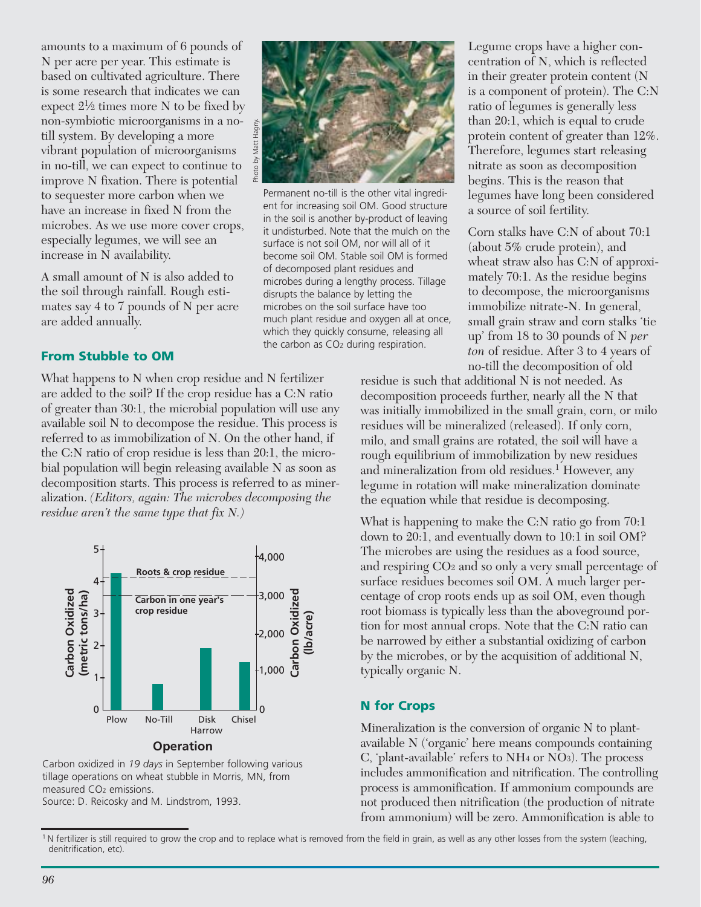amounts to a maximum of 6 pounds of N per acre per year. This estimate is based on cultivated agriculture. There is some research that indicates we can expect 2½ times more N to be fixed by non-symbiotic microorganisms in a no-till system. By developing a more vibrant population of microorganisms in no-till, we can expect to continue to improve N fixation. There is potential to sequester more carbon when we have an increase in fixed N from the microbes. As we use more cover crops, especially legumes, we will see an increase in N availability.

A small amount of N is also added to the soil through rainfall. Rough estimates say 4 to 7 pounds of N per acre are added annually.

Permanent no-till is the other vital ingredient for increasing soil OM. Good structure in the soil is another by-product of leaving it undisturbed. Note that the mulch on the surface is not soil OM, nor will all of it become soil OM. Stable soil OM is formed of decomposed plant residues and microbes during a lengthy process. Tillage disrupts the balance by letting the microbes on the soil surface have too much plant residue and oxygen all at once, which they quickly consume, releasing all the carbon as $CO_2$ during respiration.

## From Stubble to OM

What happens to N when crop residue and N fertilizer are added to the soil? If the crop residue has a C:N ratio of greater than 30:1, the microbial population will use any available soil N to decompose the residue. This process is referred to as immobilization of N. On the other hand, if the C:N ratio of crop residue is less than 20:1, the microbial population will begin releasing available N as soon as decomposition starts. This process is referred to as mineralization. *(Editors, again: The microbes decomposing the residue aren't the same type that fix N.)*

Carbon oxidized in *19 days* in September following various tillage operations on wheat stubble in Morris, MN, from measured $CO_2$ emissions.
Source: D. Reicosky and M. Lindstrom, 1993.

Legume crops have a higher concentration of N, which is reflected in their greater protein content (N is a component of protein). The C:N ratio of legumes is generally less than 20:1, which is equal to crude protein content of greater than 12%. Therefore, legumes start releasing nitrate as soon as decomposition begins. This is the reason that legumes have long been considered a source of soil fertility.

Corn stalks have C:N of about 70:1 (about 5% crude protein), and wheat straw also has C:N of approximately 70:1. As the residue begins to decompose, the microorganisms immobilize nitrate-N. In general, small grain straw and corn stalks 'tie up' from 18 to 30 pounds of N *per ton* of residue. After 3 to 4 years of no-till the decomposition of old residue is such that additional N is not needed. As decomposition proceeds further, nearly all the N that was initially immobilized in the small grain, corn, or milo residues will be mineralized (released). If only corn, milo, and small grains are rotated, the soil will have a rough equilibrium of immobilization by new residues and mineralization from old residues.[1] However, any legume in rotation will make mineralization dominate the equation while that residue is decomposing.

What is happening to make the C:N ratio go from 70:1 down to 20:1, and eventually down to 10:1 in soil OM? The microbes are using the residues as a food source, and respiring $CO_2$ and so only a very small percentage of surface residues becomes soil OM. A much larger percentage of crop roots ends up as soil OM, even though root biomass is typically less than the aboveground portion for most annual crops. Note that the C:N ratio can be narrowed by either a substantial oxidizing of carbon by the microbes, or by the acquisition of additional N, typically organic N.

## N for Crops

Mineralization is the conversion of organic N to plant-available N ('organic' here means compounds containing C, 'plant-available' refers to $NH_4$ or $NO_3$). The process includes ammonification and nitrification. The controlling process is ammonification. If ammonium compounds are not produced then nitrification (the production of nitrate from ammonium) will be zero. Ammonification is able to

[1] N fertilizer is still required to grow the crop and to replace what is removed from the field in grain, as well as any other losses from the system (leaching, denitrification, etc).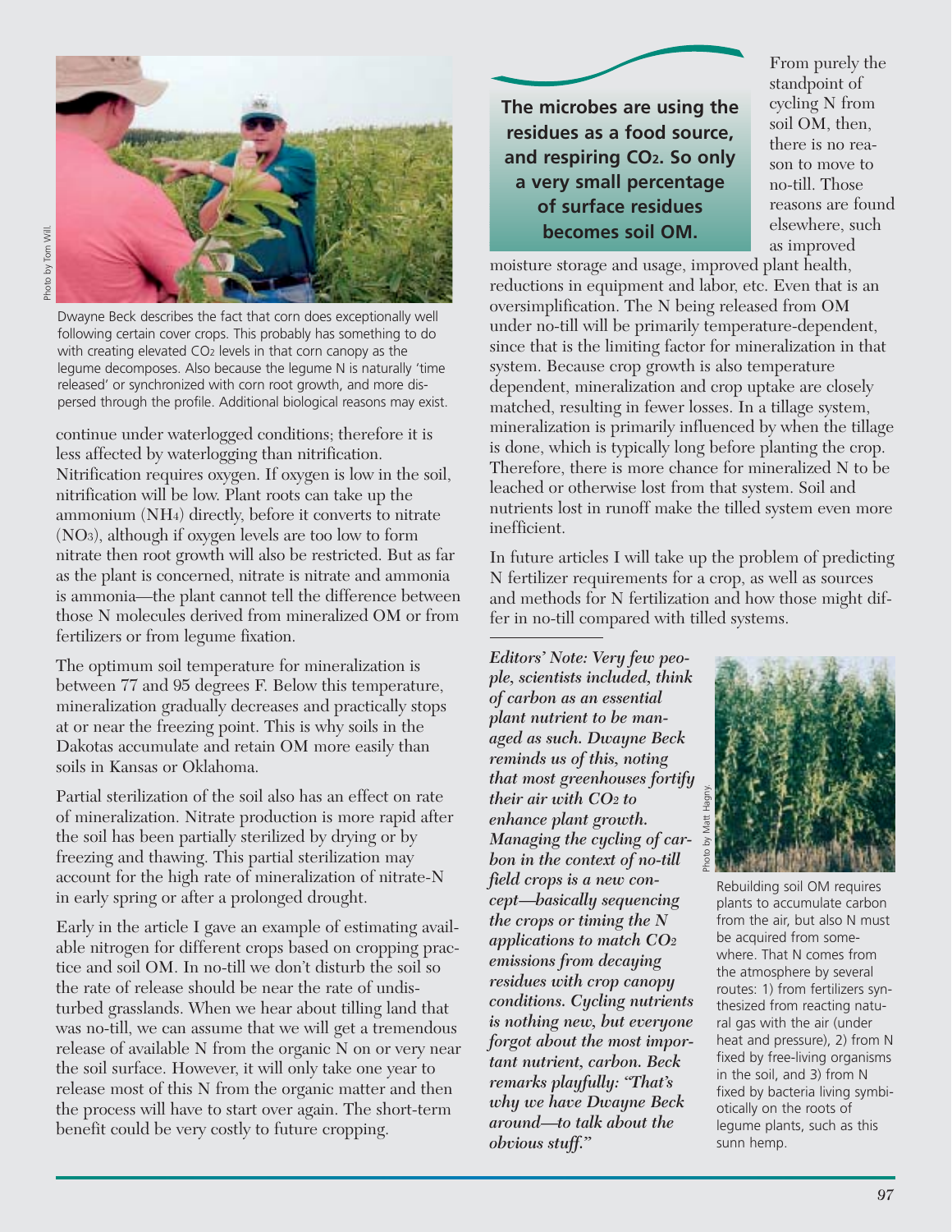Dwayne Beck describes the fact that corn does exceptionally well following certain cover crops. This probably has something to do with creating elevated $CO_2$ levels in that corn canopy as the legume decomposes. Also because the legume N is naturally 'time released' or synchronized with corn root growth, and more dispersed through the profile. Additional biological reasons may exist.

continue under waterlogged conditions; therefore it is less affected by waterlogging than nitrification. Nitrification requires oxygen. If oxygen is low in the soil, nitrification will be low. Plant roots can take up the ammonium ($NH_4$) directly, before it converts to nitrate ($NO_3$), although if oxygen levels are too low to form nitrate then root growth will also be restricted. But as far as the plant is concerned, nitrate is nitrate and ammonia is ammonia—the plant cannot tell the difference between those N molecules derived from mineralized OM or from fertilizers or from legume fixation.

The optimum soil temperature for mineralization is between 77 and 95 degrees F. Below this temperature, mineralization gradually decreases and practically stops at or near the freezing point. This is why soils in the Dakotas accumulate and retain OM more easily than soils in Kansas or Oklahoma.

Partial sterilization of the soil also has an effect on rate of mineralization. Nitrate production is more rapid after the soil has been partially sterilized by drying or by freezing and thawing. This partial sterilization may account for the high rate of mineralization of nitrate-N in early spring or after a prolonged drought.

Early in the article I gave an example of estimating available nitrogen for different crops based on cropping practice and soil OM. In no-till we don't disturb the soil so the rate of release should be near the rate of undisturbed grasslands. When we hear about tilling land that was no-till, we can assume that we will get a tremendous release of available N from the organic N on or very near the soil surface. However, it will only take one year to release most of this N from the organic matter and then the process will have to start over again. The short-term benefit could be very costly to future cropping.

**The microbes are using the residues as a food source, and respiring $CO_2$. So only a very small percentage of surface residues becomes soil OM.**

From purely the standpoint of cycling N from soil OM, then, there is no reason to move to no-till. Those reasons are found elsewhere, such as improved moisture storage and usage, improved plant health, reductions in equipment and labor, etc. Even that is an oversimplification. The N being released from OM under no-till will be primarily temperature-dependent, since that is the limiting factor for mineralization in that system. Because crop growth is also temperature dependent, mineralization and crop uptake are closely matched, resulting in fewer losses. In a tillage system, mineralization is primarily influenced by when the tillage is done, which is typically long before planting the crop. Therefore, there is more chance for mineralized N to be leached or otherwise lost from that system. Soil and nutrients lost in runoff make the tilled system even more inefficient.

In future articles I will take up the problem of predicting N fertilizer requirements for a crop, as well as sources and methods for N fertilization and how those might differ in no-till compared with tilled systems.

***Editors' Note: Very few people, scientists included, think of carbon as an essential plant nutrient to be managed as such. Dwayne Beck reminds us of this, noting that most greenhouses fortify their air with $CO_2$ to enhance plant growth. Managing the cycling of carbon in the context of no-till field crops is a new concept—basically sequencing the crops or timing the N applications to match $CO_2$ emissions from decaying residues with crop canopy conditions. Cycling nutrients is nothing new, but everyone forgot about the most important nutrient, carbon. Beck remarks playfully: "That's why we have Dwayne Beck around—to talk about the obvious stuff."***

Rebuilding soil OM requires plants to accumulate carbon from the air, but also N must be acquired from somewhere. That N comes from the atmosphere by several routes: 1) from fertilizers synthesized from reacting natural gas with the air (under heat and pressure), 2) from N fixed by free-living organisms in the soil, and 3) from N fixed by bacteria living symbiotically on the roots of legume plants, such as this sunn hemp.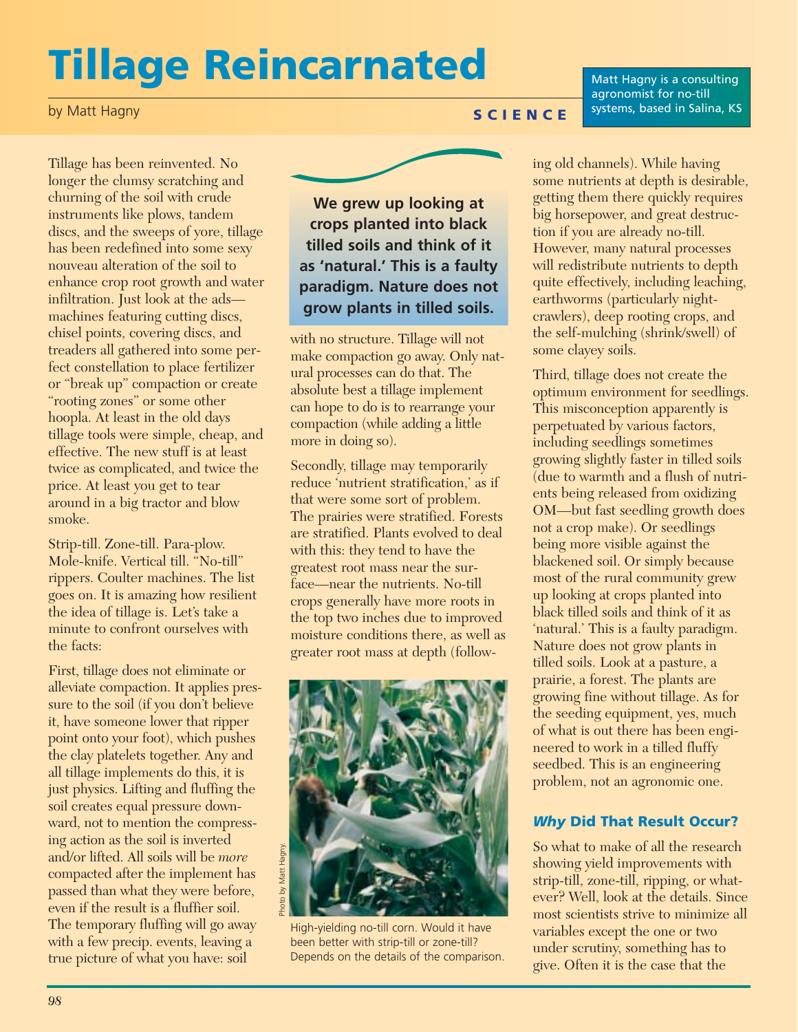# Tillage Reincarnated

by Matt Hagny

SCIENCE

Matt Hagny is a consulting agronomist for no-till systems, based in Salina, KS

Tillage has been reinvented. No longer the clumsy scratching and churning of the soil with crude instruments like plows, tandem discs, and the sweeps of yore, tillage has been redefined into some sexy nouveau alteration of the soil to enhance crop root growth and water infiltration. Just look at the ads—machines featuring cutting discs, chisel points, covering discs, and treaders all gathered into some perfect constellation to place fertilizer or "break up" compaction or create "rooting zones" or some other hoopla. At least in the old days tillage tools were simple, cheap, and effective. The new stuff is at least twice as complicated, and twice the price. At least you get to tear around in a big tractor and blow smoke.

Strip-till. Zone-till. Para-plow. Mole-knife. Vertical till. "No-till" rippers. Coulter machines. The list goes on. It is amazing how resilient the idea of tillage is. Let's take a minute to confront ourselves with the facts:

First, tillage does not eliminate or alleviate compaction. It applies pressure to the soil (if you don't believe it, have someone lower that ripper point onto your foot), which pushes the clay platelets together. Any and all tillage implements do this, it is just physics. Lifting and fluffing the soil creates equal pressure downward, not to mention the compressing action as the soil is inverted and/or lifted. All soils will be *more* compacted after the implement has passed than what they were before, even if the result is a fluffier soil. The temporary fluffing will go away with a few precip. events, leaving a true picture of what you have: soil with no structure. Tillage will not make compaction go away. Only natural processes can do that. The absolute best a tillage implement can hope to do is to rearrange your compaction (while adding a little more in doing so).

**We grew up looking at crops planted into black tilled soils and think of it as 'natural.' This is a faulty paradigm. Nature does not grow plants in tilled soils.**

Secondly, tillage may temporarily reduce 'nutrient stratification,' as if that were some sort of problem. The prairies were stratified. Forests are stratified. Plants evolved to deal with this: they tend to have the greatest root mass near the surface—near the nutrients. No-till crops generally have more roots in the top two inches due to improved moisture conditions there, as well as greater root mass at depth (following old channels). While having some nutrients at depth is desirable, getting them there quickly requires big horsepower, and great destruction if you are already no-till. However, many natural processes will redistribute nutrients to depth quite effectively, including leaching, earthworms (particularly nightcrawlers), deep rooting crops, and the self-mulching (shrink/swell) of some clayey soils.

Photo by Matt Hagny.

High-yielding no-till corn. Would it have been better with strip-till or zone-till? Depends on the details of the comparison.

Third, tillage does not create the optimum environment for seedlings. This misconception apparently is perpetuated by various factors, including seedlings sometimes growing slightly faster in tilled soils (due to warmth and a flush of nutrients being released from oxidizing OM—but fast seedling growth does not a crop make). Or seedlings being more visible against the blackened soil. Or simply because most of the rural community grew up looking at crops planted into black tilled soils and think of it as 'natural.' This is a faulty paradigm. Nature does not grow plants in tilled soils. Look at a pasture, a prairie, a forest. The plants are growing fine without tillage. As for the seeding equipment, yes, much of what is out there has been engineered to work in a tilled fluffy seedbed. This is an engineering problem, not an agronomic one.

### *Why* Did That Result Occur?

So what to make of all the research showing yield improvements with strip-till, zone-till, ripping, or whatever? Well, look at the details. Since most scientists strive to minimize all variables except the one or two under scrutiny, something has to give. Often it is the case that the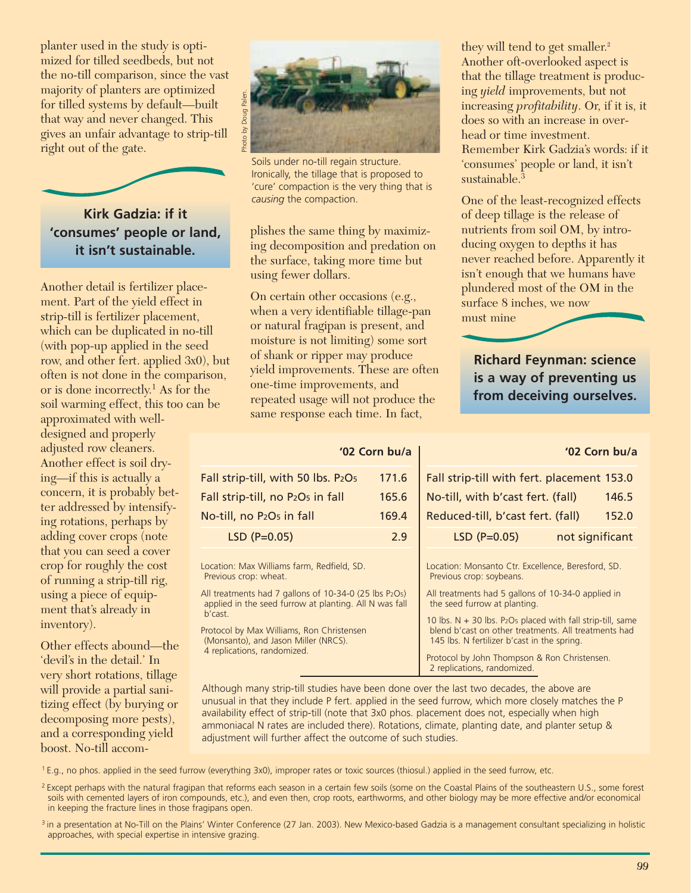planter used in the study is optimized for tilled seedbeds, but not the no-till comparison, since the vast majority of planters are optimized for tilled systems by default—built that way and never changed. This gives an unfair advantage to strip-till right out of the gate.

**Kirk Gadzia: if it 'consumes' people or land, it isn't sustainable.**

Another detail is fertilizer placement. Part of the yield effect in strip-till is fertilizer placement, which can be duplicated in no-till (with pop-up applied in the seed row, and other fert. applied 3x0), but often is not done in the comparison, or is done incorrectly.[1] As for the soil warming effect, this too can be approximated with well-designed and properly adjusted row cleaners. Another effect is soil drying—if this is actually a concern, it is probably better addressed by intensifying rotations, perhaps by adding cover crops (note that you can seed a cover crop for roughly the cost of running a strip-till rig, using a piece of equipment that's already in inventory).

Other effects abound—the 'devil's in the detail.' In very short rotations, tillage will provide a partial sanitizing effect (by burying or decomposing more pests), and a corresponding yield boost. No-till accomplishes the same thing by maximizing decomposition and predation on the surface, taking more time but using fewer dollars.

Photo by Doug Palen.

Soils under no-till regain structure. Ironically, the tillage that is proposed to 'cure' compaction is the very thing that is *causing* the compaction.

On certain other occasions (e.g., when a very identifiable tillage-pan or natural fragipan is present, and moisture is not limiting) some sort of shank or ripper may produce yield improvements. These are often one-time improvements, and repeated usage will not produce the same response each time. In fact, they will tend to get smaller.[2] Another oft-overlooked aspect is that the tillage treatment is producing *yield* improvements, but not increasing *profitability*. Or, if it is, it does so with an increase in overhead or time investment. Remember Kirk Gadzia's words: if it 'consumes' people or land, it isn't sustainable.[3]

One of the least-recognized effects of deep tillage is the release of nutrients from soil OM, by introducing oxygen to depths it has never reached before. Apparently it isn't enough that we humans have plundered most of the OM in the surface 8 inches, we now must mine

**Richard Feynman: science is a way of preventing us from deceiving ourselves.**

| | '02 Corn bu/a |
|---|---|
| Fall strip-till, with 50 lbs. $P_2O_5$ | 171.6 |
| Fall strip-till, no $P_2O_5$ in fall | 165.6 |
| No-till, no $P_2O_5$ in fall | 169.4 |
| LSD (P=0.05) | 2.9 |

Location: Max Williams farm, Redfield, SD. Previous crop: wheat.

All treatments had 7 gallons of 10-34-0 (25 lbs $P_2O_5$) applied in the seed furrow at planting. All N was fall b'cast.

Protocol by Max Williams, Ron Christensen (Monsanto), and Jason Miller (NRCS). 4 replications, randomized.

| | '02 Corn bu/a |
|---|---|
| Fall strip-till with fert. placement | 153.0 |
| No-till, with b'cast fert. (fall) | 146.5 |
| Reduced-till, b'cast fert. (fall) | 152.0 |
| LSD (P=0.05) | not significant |

Location: Monsanto Ctr. Excellence, Beresford, SD. Previous crop: soybeans.

All treatments had 5 gallons of 10-34-0 applied in the seed furrow at planting.

10 lbs. N + 30 lbs. $P_2O_5$ placed with fall strip-till, same blend b'cast on other treatments. All treatments had 145 lbs. N fertilizer b'cast in the spring.

Protocol by John Thompson & Ron Christensen. 2 replications, randomized.

Although many strip-till studies have been done over the last two decades, the above are unusual in that they include P fert. applied in the seed furrow, which more closely matches the P availability effect of strip-till (note that 3x0 phos. placement does not, especially when high ammoniacal N rates are included there). Rotations, climate, planting date, and planter setup & adjustment will further affect the outcome of such studies.

[1] E.g., no phos. applied in the seed furrow (everything 3x0), improper rates or toxic sources (thiosul.) applied in the seed furrow, etc.

[2] Except perhaps with the natural fragipan that reforms each season in a certain few soils (some on the Coastal Plains of the southeastern U.S., some forest soils with cemented layers of iron compounds, etc.), and even then, crop roots, earthworms, and other biology may be more effective and/or economical in keeping the fracture lines in those fragipans open.

[3] in a presentation at No-Till on the Plains' Winter Conference (27 Jan. 2003). New Mexico-based Gadzia is a management consultant specializing in holistic approaches, with special expertise in intensive grazing.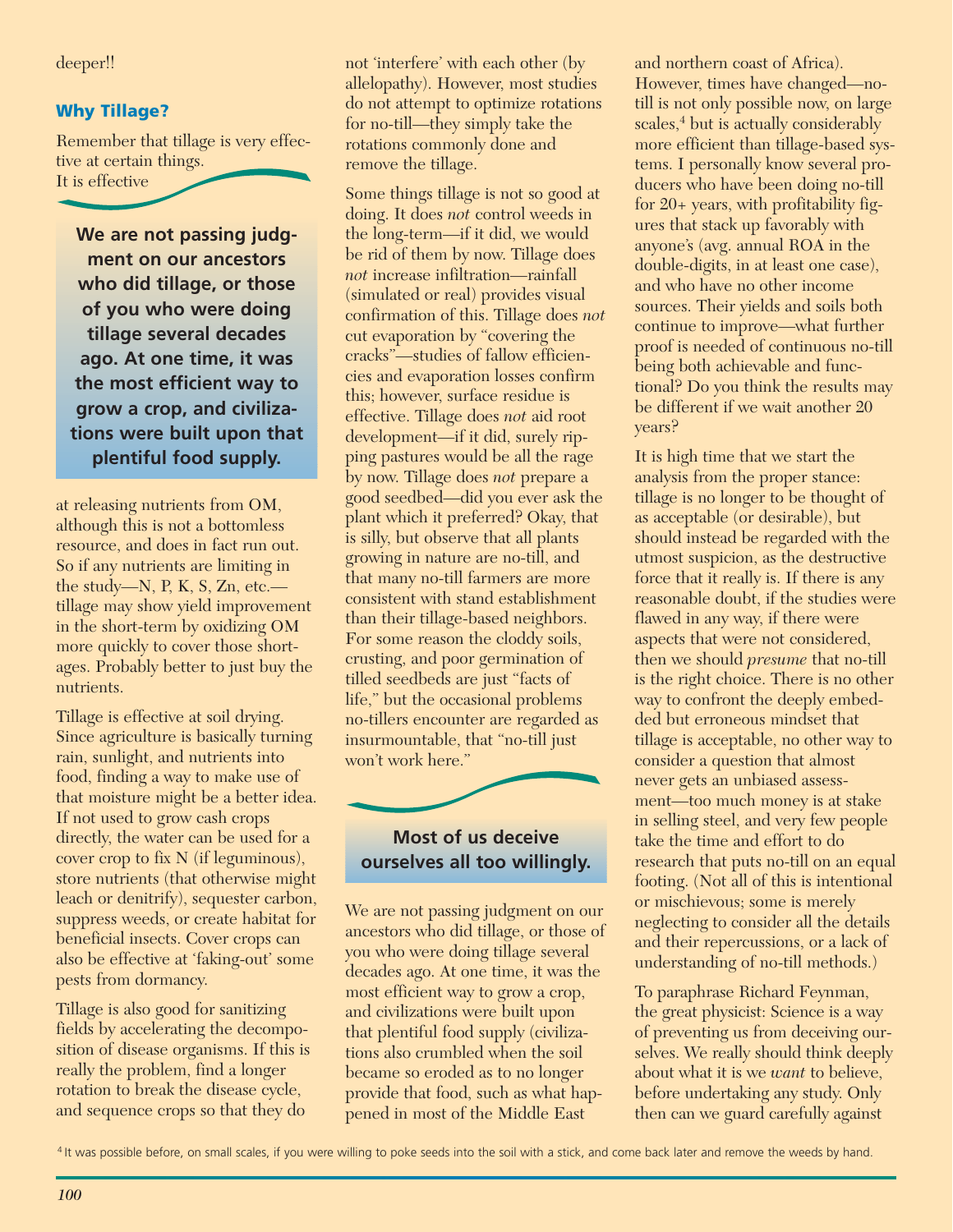deeper!!

## Why Tillage?

Remember that tillage is very effective at certain things. It is effective at releasing nutrients from OM, although this is not a bottomless resource, and does in fact run out. So if any nutrients are limiting in the study—N, P, K, S, Zn, etc.—tillage may show yield improvement in the short-term by oxidizing OM more quickly to cover those shortages. Probably better to just buy the nutrients.

**We are not passing judgment on our ancestors who did tillage, or those of you who were doing tillage several decades ago. At one time, it was the most efficient way to grow a crop, and civilizations were built upon that plentiful food supply.**

Tillage is effective at soil drying. Since agriculture is basically turning rain, sunlight, and nutrients into food, finding a way to make use of that moisture might be a better idea. If not used to grow cash crops directly, the water can be used for a cover crop to fix N (if leguminous), store nutrients (that otherwise might leach or denitrify), sequester carbon, suppress weeds, or create habitat for beneficial insects. Cover crops can also be effective at 'faking-out' some pests from dormancy.

Tillage is also good for sanitizing fields by accelerating the decomposition of disease organisms. If this is really the problem, find a longer rotation to break the disease cycle, and sequence crops so that they do not 'interfere' with each other (by allelopathy). However, most studies do not attempt to optimize rotations for no-till—they simply take the rotations commonly done and remove the tillage.

Some things tillage is not so good at doing. It does *not* control weeds in the long-term—if it did, we would be rid of them by now. Tillage does *not* increase infiltration—rainfall (simulated or real) provides visual confirmation of this. Tillage does *not* cut evaporation by "covering the cracks"—studies of fallow efficiencies and evaporation losses confirm this; however, surface residue is effective. Tillage does *not* aid root development—if it did, surely ripping pastures would be all the rage by now. Tillage does *not* prepare a good seedbed—did you ever ask the plant which it preferred? Okay, that is silly, but observe that all plants growing in nature are no-till, and that many no-till farmers are more consistent with stand establishment than their tillage-based neighbors. For some reason the cloddy soils, crusting, and poor germination of tilled seedbeds are just "facts of life," but the occasional problems no-tillers encounter are regarded as insurmountable, that "no-till just won't work here."

**Most of us deceive ourselves all too willingly.**

We are not passing judgment on our ancestors who did tillage, or those of you who were doing tillage several decades ago. At one time, it was the most efficient way to grow a crop, and civilizations were built upon that plentiful food supply (civilizations also crumbled when the soil became so eroded as to no longer provide that food, such as what happened in most of the Middle East and northern coast of Africa). However, times have changed—no-till is not only possible now, on large scales,[4] but is actually considerably more efficient than tillage-based systems. I personally know several producers who have been doing no-till for 20+ years, with profitability figures that stack up favorably with anyone's (avg. annual ROA in the double-digits, in at least one case), and who have no other income sources. Their yields and soils both continue to improve—what further proof is needed of continuous no-till being both achievable and functional? Do you think the results may be different if we wait another 20 years?

It is high time that we start the analysis from the proper stance: tillage is no longer to be thought of as acceptable (or desirable), but should instead be regarded with the utmost suspicion, as the destructive force that it really is. If there is any reasonable doubt, if the studies were flawed in any way, if there were aspects that were not considered, then we should *presume* that no-till is the right choice. There is no other way to confront the deeply embedded but erroneous mindset that tillage is acceptable, no other way to consider a question that almost never gets an unbiased assessment—too much money is at stake in selling steel, and very few people take the time and effort to do research that puts no-till on an equal footing. (Not all of this is intentional or mischievous; some is merely neglecting to consider all the details and their repercussions, or a lack of understanding of no-till methods.)

To paraphrase Richard Feynman, the great physicist: Science is a way of preventing us from deceiving ourselves. We really should think deeply about what it is we *want* to believe, before undertaking any study. Only then can we guard carefully against

[4] It was possible before, on small scales, if you were willing to poke seeds into the soil with a stick, and come back later and remove the weeds by hand.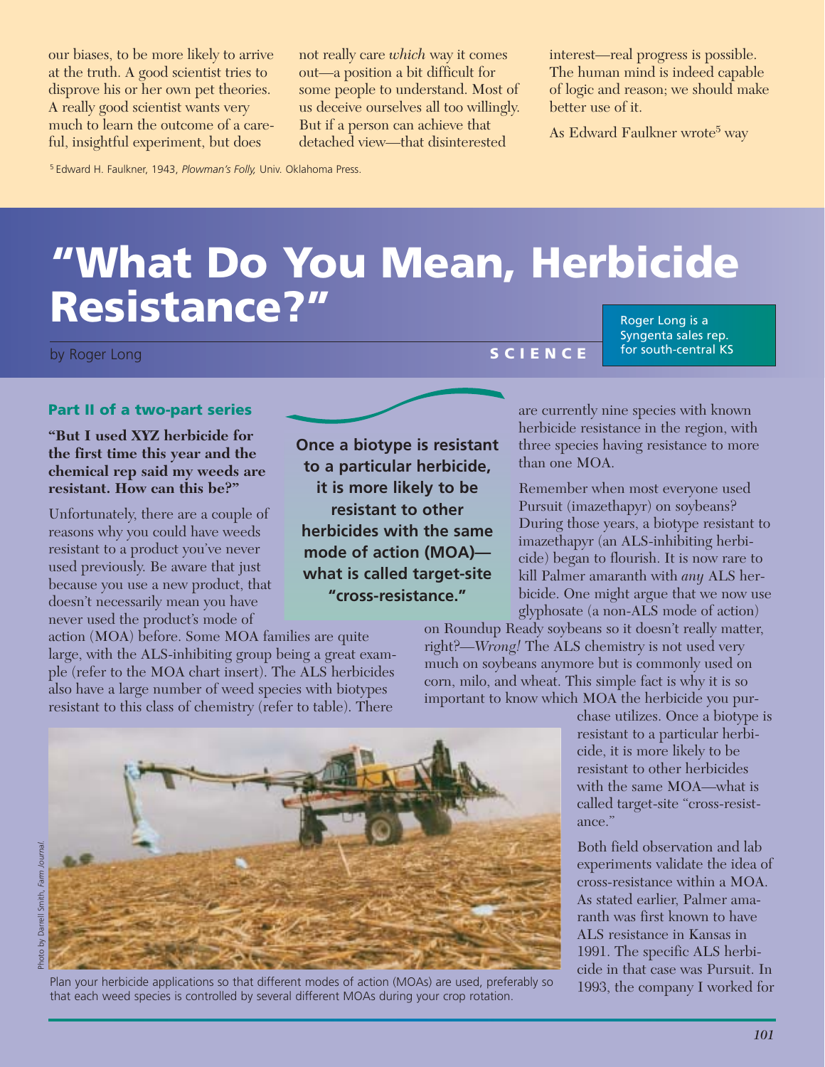our biases, to be more likely to arrive at the truth. A good scientist tries to disprove his or her own pet theories. A really good scientist wants very much to learn the outcome of a careful, insightful experiment, but does not really care *which* way it comes out—a position a bit difficult for some people to understand. Most of us deceive ourselves all too willingly. But if a person can achieve that detached view—that disinterested interest—real progress is possible. The human mind is indeed capable of logic and reason; we should make better use of it.

As Edward Faulkner wrote[5] way

[5] Edward H. Faulkner, 1943, *Plowman's Folly,* Univ. Oklahoma Press.

# "What Do You Mean, Herbicide Resistance?"

by Roger Long

SCIENCE

Roger Long is a Syngenta sales rep. for south-central KS

### Part II of a two-part series

**"But I used XYZ herbicide for the first time this year and the chemical rep said my weeds are resistant. How can this be?"**

Unfortunately, there are a couple of reasons why you could have weeds resistant to a product you've never used previously. Be aware that just because you use a new product, that doesn't necessarily mean you have never used the product's mode of action (MOA) before. Some MOA families are quite large, with the ALS-inhibiting group being a great example (refer to the MOA chart insert). The ALS herbicides also have a large number of weed species with biotypes resistant to this class of chemistry (refer to table). There are currently nine species with known herbicide resistance in the region, with three species having resistance to more than one MOA.

**Once a biotype is resistant to a particular herbicide, it is more likely to be resistant to other herbicides with the same mode of action (MOA)—what is called target-site "cross-resistance."**

Remember when most everyone used Pursuit (imazethapyr) on soybeans? During those years, a biotype resistant to imazethapyr (an ALS-inhibiting herbicide) began to flourish. It is now rare to kill Palmer amaranth with *any* ALS herbicide. One might argue that we now use glyphosate (a non-ALS mode of action) on Roundup Ready soybeans so it doesn't really matter, right?—*Wrong!* The ALS chemistry is not used very much on soybeans anymore but is commonly used on corn, milo, and wheat. This simple fact is why it is so important to know which MOA the herbicide you purchase utilizes. Once a biotype is resistant to a particular herbicide, it is more likely to be resistant to other herbicides with the same MOA—what is called target-site "cross-resistance."

Both field observation and lab experiments validate the idea of cross-resistance within a MOA. As stated earlier, Palmer amaranth was first known to have ALS resistance in Kansas in 1991. The specific ALS herbicide in that case was Pursuit. In 1993, the company I worked for

Photo by Darrell Smith, *Farm Journal.*

Plan your herbicide applications so that different modes of action (MOAs) are used, preferably so that each weed species is controlled by several different MOAs during your crop rotation.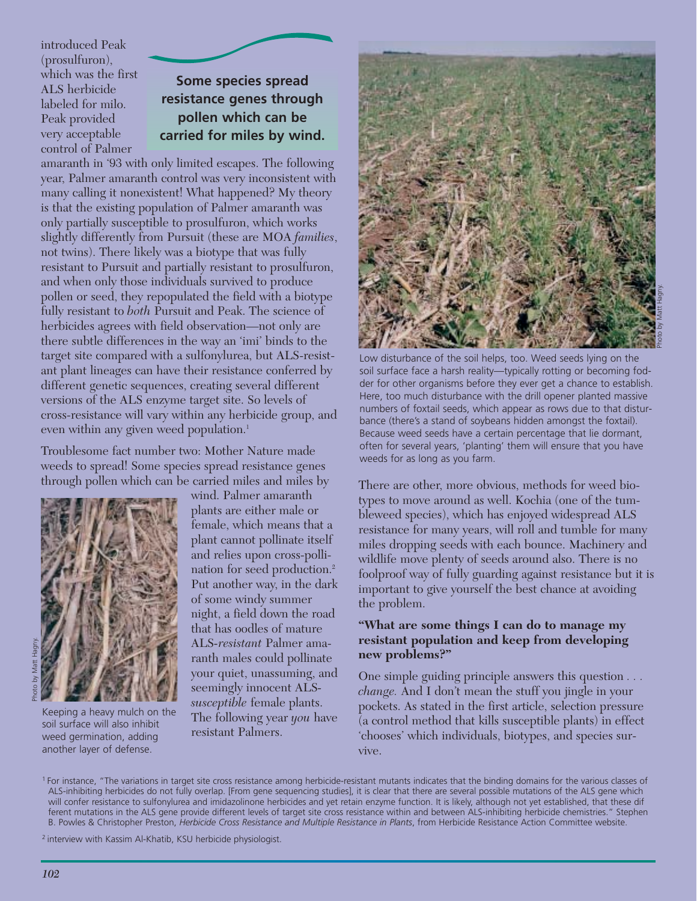introduced Peak (prosulfuron), which was the first ALS herbicide labeled for milo. Peak provided very acceptable control of Palmer amaranth in '93 with only limited escapes. The following year, Palmer amaranth control was very inconsistent with many calling it nonexistent! What happened? My theory is that the existing population of Palmer amaranth was only partially susceptible to prosulfuron, which works slightly differently from Pursuit (these are MOA *families*, not twins). There likely was a biotype that was fully resistant to Pursuit and partially resistant to prosulfuron, and when only those individuals survived to produce pollen or seed, they repopulated the field with a biotype fully resistant to *both* Pursuit and Peak. The science of herbicides agrees with field observation—not only are there subtle differences in the way an 'imi' binds to the target site compared with a sulfonylurea, but ALS-resistant plant lineages can have their resistance conferred by different genetic sequences, creating several different versions of the ALS enzyme target site. So levels of cross-resistance will vary within any herbicide group, and even within any given weed population.[1]

**Some species spread resistance genes through pollen which can be carried for miles by wind.**

Troublesome fact number two: Mother Nature made weeds to spread! Some species spread resistance genes through pollen which can be carried miles and miles by wind. Palmer amaranth plants are either male or female, which means that a plant cannot pollinate itself and relies upon cross-pollination for seed production.[2] Put another way, in the dark of some windy summer night, a field down the road that has oodles of mature ALS-*resistant* Palmer amaranth males could pollinate your quiet, unassuming, and seemingly innocent ALS-*susceptible* female plants. The following year *you* have resistant Palmers.

Keeping a heavy mulch on the soil surface will also inhibit weed germination, adding another layer of defense.

Photo by Matt Hagny.

Low disturbance of the soil helps, too. Weed seeds lying on the soil surface face a harsh reality—typically rotting or becoming fodder for other organisms before they ever get a chance to establish. Here, too much disturbance with the drill opener planted massive numbers of foxtail seeds, which appear as rows due to that disturbance (there's a stand of soybeans hidden amongst the foxtail). Because weed seeds have a certain percentage that lie dormant, often for several years, 'planting' them will ensure that you have weeds for as long as you farm.

Photo by Matt Hagny.

There are other, more obvious, methods for weed biotypes to move around as well. Kochia (one of the tumbleweed species), which has enjoyed widespread ALS resistance for many years, will roll and tumble for many miles dropping seeds with each bounce. Machinery and wildlife move plenty of seeds around also. There is no foolproof way of fully guarding against resistance but it is important to give yourself the best chance at avoiding the problem.

### "What are some things I can do to manage my resistant population and keep from developing new problems?"

One simple guiding principle answers this question . . . *change.* And I don't mean the stuff you jingle in your pockets. As stated in the first article, selection pressure (a control method that kills susceptible plants) in effect 'chooses' which individuals, biotypes, and species survive.

---

[1] For instance, "The variations in target site cross resistance among herbicide-resistant mutants indicates that the binding domains for the various classes of ALS-inhibiting herbicides do not fully overlap. [From gene sequencing studies], it is clear that there are several possible mutations of the ALS gene which will confer resistance to sulfonylurea and imidazolinone herbicides and yet retain enzyme function. It is likely, although not yet established, that these different mutations in the ALS gene provide different levels of target site cross resistance within and between ALS-inhibiting herbicide chemistries." Stephen B. Powles & Christopher Preston, *Herbicide Cross Resistance and Multiple Resistance in Plants*, from Herbicide Resistance Action Committee website.

[2] interview with Kassim Al-Khatib, KSU herbicide physiologist.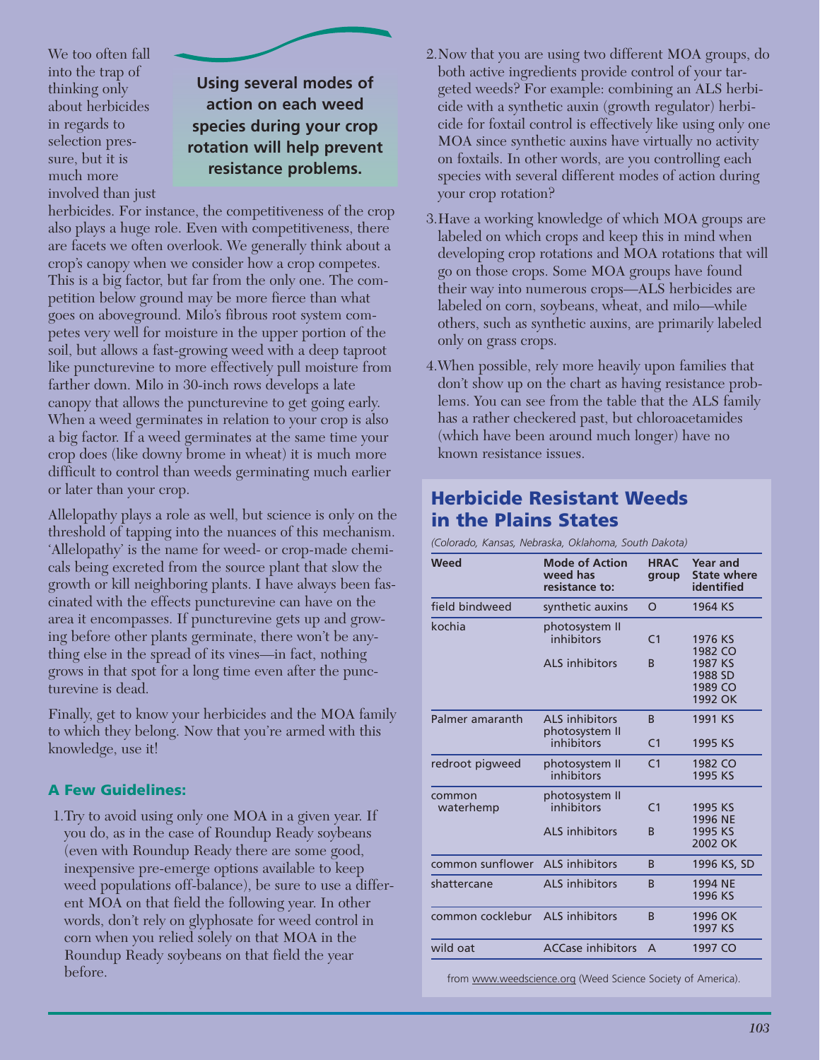We too often fall into the trap of thinking only about herbicides in regards to selection pressure, but it is much more involved than just herbicides. For instance, the competitiveness of the crop also plays a huge role. Even with competitiveness, there are facets we often overlook. We generally think about a crop's canopy when we consider how a crop competes. This is a big factor, but far from the only one. The competition below ground may be more fierce than what goes on aboveground. Milo's fibrous root system competes very well for moisture in the upper portion of the soil, but allows a fast-growing weed with a deep taproot like puncturevine to more effectively pull moisture from farther down. Milo in 30-inch rows develops a late canopy that allows the puncturevine to get going early. When a weed germinates in relation to your crop is also a big factor. If a weed germinates at the same time your crop does (like downy brome in wheat) it is much more difficult to control than weeds germinating much earlier or later than your crop.

**Using several modes of action on each weed species during your crop rotation will help prevent resistance problems.**

Allelopathy plays a role as well, but science is only on the threshold of tapping into the nuances of this mechanism. 'Allelopathy' is the name for weed- or crop-made chemicals being excreted from the source plant that slow the growth or kill neighboring plants. I have always been fascinated with the effects puncturevine can have on the area it encompasses. If puncturevine gets up and growing before other plants germinate, there won't be anything else in the spread of its vines—in fact, nothing grows in that spot for a long time even after the puncturevine is dead.

Finally, get to know your herbicides and the MOA family to which they belong. Now that you're armed with this knowledge, use it!

### A Few Guidelines:

1. Try to avoid using only one MOA in a given year. If you do, as in the case of Roundup Ready soybeans (even with Roundup Ready there are some good, inexpensive pre-emerge options available to keep weed populations off-balance), be sure to use a different MOA on that field the following year. In other words, don't rely on glyphosate for weed control in corn when you relied solely on that MOA in the Roundup Ready soybeans on that field the year before.
2. Now that you are using two different MOA groups, do both active ingredients provide control of your targeted weeds? For example: combining an ALS herbicide with a synthetic auxin (growth regulator) herbicide for foxtail control is effectively like using only one MOA since synthetic auxins have virtually no activity on foxtails. In other words, are you controlling each species with several different modes of action during your crop rotation?
3. Have a working knowledge of which MOA groups are labeled on which crops and keep this in mind when developing crop rotations and MOA rotations that will go on those crops. Some MOA groups have found their way into numerous crops—ALS herbicides are labeled on corn, soybeans, wheat, and milo—while others, such as synthetic auxins, are primarily labeled only on grass crops.
4. When possible, rely more heavily upon families that don't show up on the chart as having resistance problems. You can see from the table that the ALS family has a rather checkered past, but chloroacetamides (which have been around much longer) have no known resistance issues.

## Herbicide Resistant Weeds in the Plains States

*(Colorado, Kansas, Nebraska, Oklahoma, South Dakota)*

| Weed | Mode of Action weed has resistance to: | HRAC group | Year and State where identified |
|---|---|---|---|
| field bindweed | synthetic auxins | O | 1964 KS |
| kochia | photosystem II inhibitors | C1 | 1976 KS, 1982 CO |
| | ALS inhibitors | B | 1987 KS, 1988 SD, 1989 CO, 1992 OK |
| Palmer amaranth | ALS inhibitors | B | 1991 KS |
| | photosystem II inhibitors | C1 | 1995 KS |
| redroot pigweed | photosystem II inhibitors | C1 | 1982 CO, 1995 KS |
| common waterhemp | photosystem II inhibitors | C1 | 1995 KS, 1996 NE |
| | ALS inhibitors | B | 1995 KS, 2002 OK |
| common sunflower | ALS inhibitors | B | 1996 KS, SD |
| shattercane | ALS inhibitors | B | 1994 NE, 1996 KS |
| common cocklebur | ALS inhibitors | B | 1996 OK, 1997 KS |
| wild oat | ACCase inhibitors | A | 1997 CO |

from www.weedscience.org (Weed Science Society of America).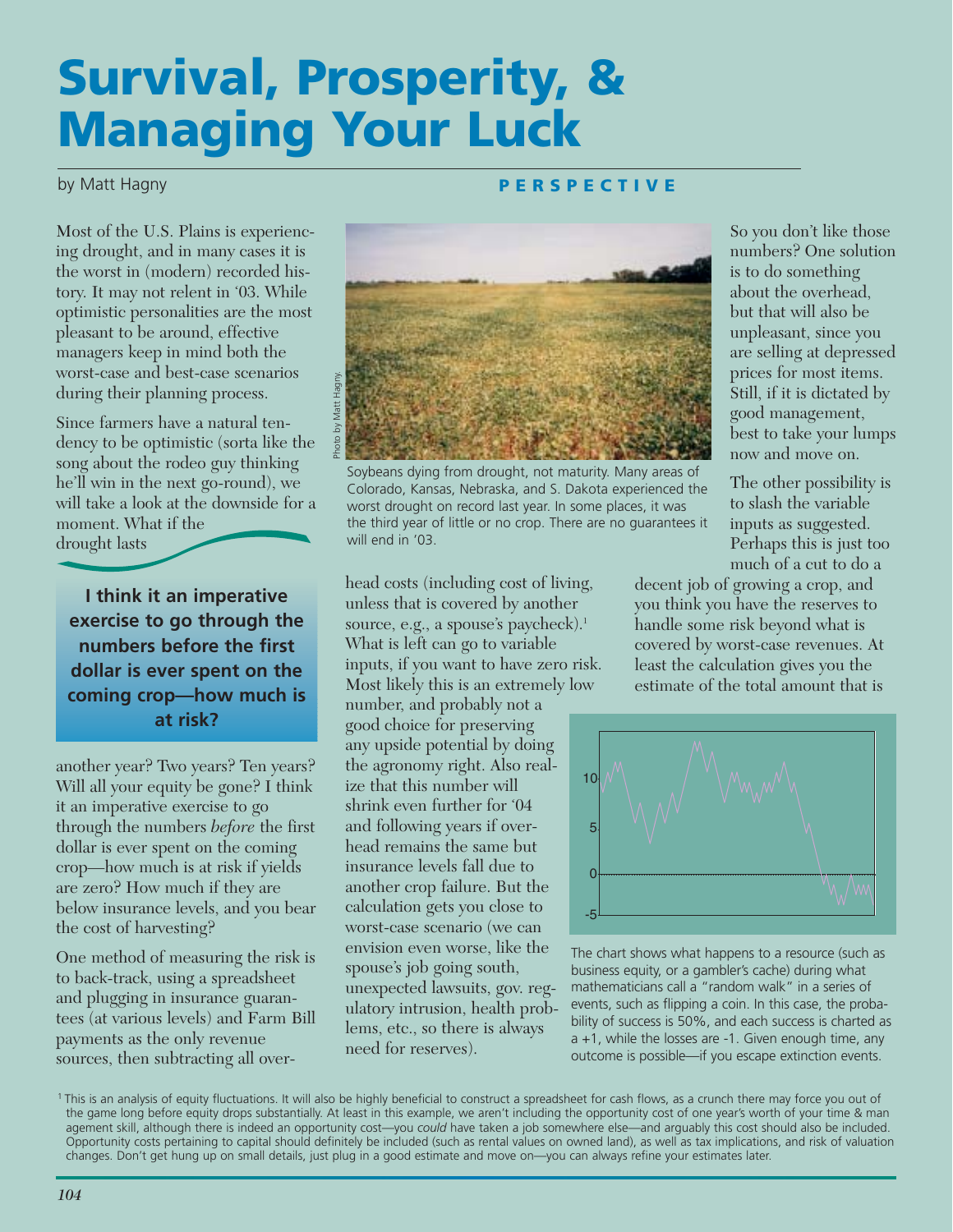# Survival, Prosperity, & Managing Your Luck

by Matt Hagny

**PERSPECTIVE**

Most of the U.S. Plains is experiencing drought, and in many cases it is the worst in (modern) recorded history. It may not relent in '03. While optimistic personalities are the most pleasant to be around, effective managers keep in mind both the worst-case and best-case scenarios during their planning process.

Since farmers have a natural tendency to be optimistic (sorta like the song about the rodeo guy thinking he'll win in the next go-round), we will take a look at the downside for a moment. What if the drought lasts another year? Two years? Ten years? Will all your equity be gone? I think it an imperative exercise to go through the numbers *before* the first dollar is ever spent on the coming crop—how much is at risk if yields are zero? How much if they are below insurance levels, and you bear the cost of harvesting?

**I think it an imperative exercise to go through the numbers before the first dollar is ever spent on the coming crop—how much is at risk?**

One method of measuring the risk is to back-track, using a spreadsheet and plugging in insurance guarantees (at various levels) and Farm Bill payments as the only revenue sources, then subtracting all overhead costs (including cost of living, unless that is covered by another source, e.g., a spouse's paycheck).[1] What is left can go to variable inputs, if you want to have zero risk. Most likely this is an extremely low number, and probably not a good choice for preserving any upside potential by doing the agronomy right. Also realize that this number will shrink even further for '04 and following years if overhead remains the same but insurance levels fall due to another crop failure. But the calculation gets you close to worst-case scenario (we can envision even worse, like the spouse's job going south, unexpected lawsuits, gov. regulatory intrusion, health problems, etc., so there is always need for reserves).

Photo by Matt Hagny.

Soybeans dying from drought, not maturity. Many areas of Colorado, Kansas, Nebraska, and S. Dakota experienced the worst drought on record last year. In some places, it was the third year of little or no crop. There are no guarantees it will end in '03.

So you don't like those numbers? One solution is to do something about the overhead, but that will also be unpleasant, since you are selling at depressed prices for most items. Still, if it is dictated by good management, best to take your lumps now and move on.

The other possibility is to slash the variable inputs as suggested. Perhaps this is just too much of a cut to do a decent job of growing a crop, and you think you have the reserves to handle some risk beyond what is covered by worst-case revenues. At least the calculation gives you the estimate of the total amount that is

The chart shows what happens to a resource (such as business equity, or a gambler's cache) during what mathematicians call a "random walk" in a series of events, such as flipping a coin. In this case, the probability of success is 50%, and each success is charted as a +1, while the losses are -1. Given enough time, any outcome is possible—if you escape extinction events.

[1] This is an analysis of equity fluctuations. It will also be highly beneficial to construct a spreadsheet for cash flows, as a crunch there may force you out of the game long before equity drops substantially. At least in this example, we aren't including the opportunity cost of one year's worth of your time & management skill, although there is indeed an opportunity cost—you *could* have taken a job somewhere else—and arguably this cost should also be included. Opportunity costs pertaining to capital should definitely be included (such as rental values on owned land), as well as tax implications, and risk of valuation changes. Don't get hung up on small details, just plug in a good estimate and move on—you can always refine your estimates later.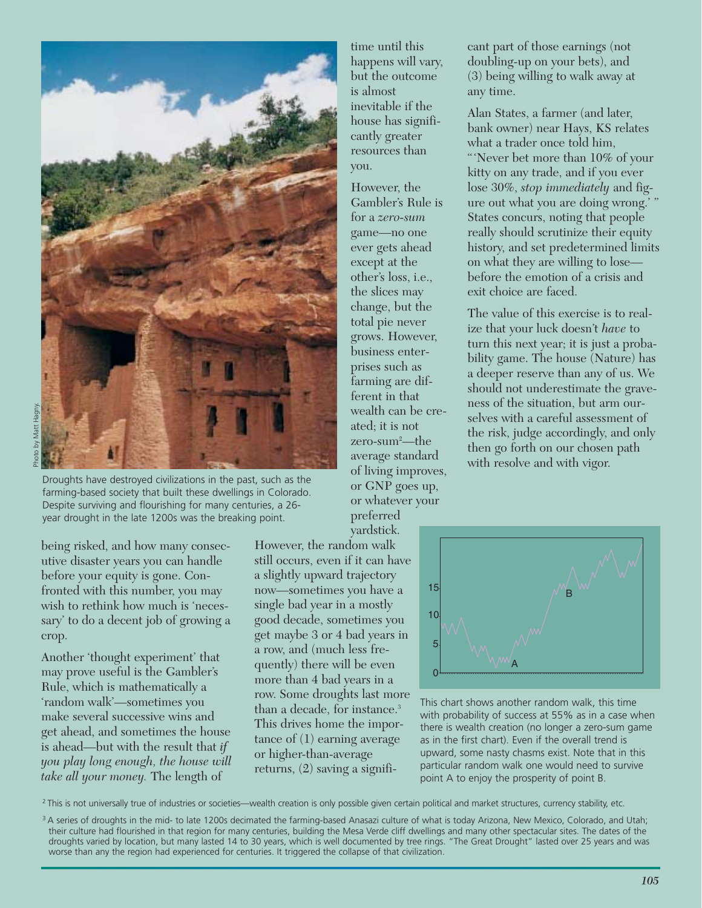Photo by Matt Hagny.

Droughts have destroyed civilizations in the past, such as the farming-based society that built these dwellings in Colorado. Despite surviving and flourishing for many centuries, a 26-year drought in the late 1200s was the breaking point.

being risked, and how many consecutive disaster years you can handle before your equity is gone. Confronted with this number, you may wish to rethink how much is 'necessary' to do a decent job of growing a crop.

Another 'thought experiment' that may prove useful is the Gambler's Rule, which is mathematically a 'random walk'—sometimes you make several successive wins and get ahead, and sometimes the house is ahead—but with the result that *if you play long enough, the house will take all your money.* The length of time until this happens will vary, but the outcome is almost inevitable if the house has significantly greater resources than you.

However, the Gambler's Rule is for a *zero-sum* game—no one ever gets ahead except at the other's loss, i.e., the slices may change, but the total pie never grows. However, business enterprises such as farming are different in that wealth can be created; it is not zero-sum[2]—the average standard of living improves, or GNP goes up, or whatever your preferred yardstick.

However, the random walk still occurs, even if it can have a slightly upward trajectory now—sometimes you have a single bad year in a mostly good decade, sometimes you get maybe 3 or 4 bad years in a row, and (much less frequently) there will be even more than 4 bad years in a row. Some droughts last more than a decade, for instance.[3] This drives home the importance of (1) earning average or higher-than-average returns, (2) saving a significant part of those earnings (not doubling-up on your bets), and (3) being willing to walk away at any time.

Alan States, a farmer (and later, bank owner) near Hays, KS relates what a trader once told him, "'Never bet more than 10% of your kitty on any trade, and if you ever lose 30%, *stop immediately* and figure out what you are doing wrong.' " States concurs, noting that people really should scrutinize their equity history, and set predetermined limits on what they are willing to lose—before the emotion of a crisis and exit choice are faced.

The value of this exercise is to realize that your luck doesn't *have* to turn this next year; it is just a probability game. The house (Nature) has a deeper reserve than any of us. We should not underestimate the graveness of the situation, but arm ourselves with a careful assessment of the risk, judge accordingly, and only then go forth on our chosen path with resolve and with vigor.

This chart shows another random walk, this time with probability of success at 55% as in a case when there is wealth creation (no longer a zero-sum game as in the first chart). Even if the overall trend is upward, some nasty chasms exist. Note that in this particular random walk one would need to survive point A to enjoy the prosperity of point B.

[2] This is not universally true of industries or societies—wealth creation is only possible given certain political and market structures, currency stability, etc.

[3] A series of droughts in the mid- to late 1200s decimated the farming-based Anasazi culture of what is today Arizona, New Mexico, Colorado, and Utah; their culture had flourished in that region for many centuries, building the Mesa Verde cliff dwellings and many other spectacular sites. The dates of the droughts varied by location, but many lasted 14 to 30 years, which is well documented by tree rings. "The Great Drought" lasted over 25 years and was worse than any the region had experienced for centuries. It triggered the collapse of that civilization.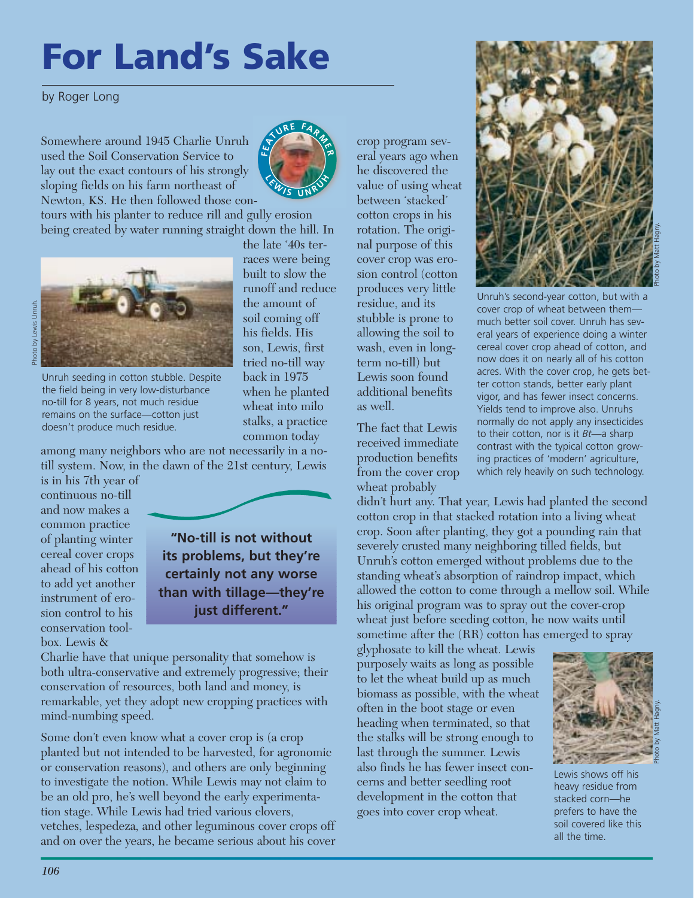# For Land's Sake

by Roger Long

FEATURE FARMER LEWIS UNRUH

Somewhere around 1945 Charlie Unruh used the Soil Conservation Service to lay out the exact contours of his strongly sloping fields on his farm northeast of Newton, KS. He then followed those contours with his planter to reduce rill and gully erosion being created by water running straight down the hill. In the late '40s terraces were being built to slow the runoff and reduce the amount of soil coming off his fields. His son, Lewis, first tried no-till way back in 1975 when he planted wheat into milo stalks, a practice common today among many neighbors who are not necessarily in a no-till system. Now, in the dawn of the 21st century, Lewis is in his 7th year of continuous no-till and now makes a common practice of planting winter cereal cover crops ahead of his cotton to add yet another instrument of erosion control to his conservation toolbox. Lewis & Charlie have that unique personality that somehow is both ultra-conservative and extremely progressive; their conservation of resources, both land and money, is remarkable, yet they adopt new cropping practices with mind-numbing speed.

Photo by Lewis Unruh.

Unruh seeding in cotton stubble. Despite the field being in very low-disturbance no-till for 8 years, not much residue remains on the surface—cotton just doesn't produce much residue.

> **"No-till is not without its problems, but they're certainly not any worse than with tillage—they're just different."**

Some don't even know what a cover crop is (a crop planted but not intended to be harvested, for agronomic or conservation reasons), and others are only beginning to investigate the notion. While Lewis may not claim to be an old pro, he's well beyond the early experimentation stage. While Lewis had tried various clovers, vetches, lespedeza, and other leguminous cover crops off and on over the years, he became serious about his cover crop program several years ago when he discovered the value of using wheat between 'stacked' cotton crops in his rotation. The original purpose of this cover crop was erosion control (cotton produces very little residue, and its stubble is prone to allowing the soil to wash, even in long-term no-till) but Lewis soon found additional benefits as well.

The fact that Lewis received immediate production benefits from the cover crop wheat probably didn't hurt any. That year, Lewis had planted the second cotton crop in that stacked rotation into a living wheat crop. Soon after planting, they got a pounding rain that severely crusted many neighboring tilled fields, but Unruh's cotton emerged without problems due to the standing wheat's absorption of raindrop impact, which allowed the cotton to come through a mellow soil. While his original program was to spray out the cover-crop wheat just before seeding cotton, he now waits until sometime after the (RR) cotton has emerged to spray glyphosate to kill the wheat. Lewis purposely waits as long as possible to let the wheat build up as much biomass as possible, with the wheat often in the boot stage or even heading when terminated, so that the stalks will be strong enough to last through the summer. Lewis also finds he has fewer insect concerns and better seedling root development in the cotton that goes into cover crop wheat.

Photo by Matt Hagny.

Unruh's second-year cotton, but with a cover crop of wheat between them—much better soil cover. Unruh has several years of experience doing a winter cereal cover crop ahead of cotton, and now does it on nearly all of his cotton acres. With the cover crop, he gets better cotton stands, better early plant vigor, and has fewer insect concerns. Yields tend to improve also. Unruhs normally do not apply any insecticides to their cotton, nor is it *Bt*—a sharp contrast with the typical cotton growing practices of 'modern' agriculture, which rely heavily on such technology.

Photo by Matt Hagny.

Lewis shows off his heavy residue from stacked corn—he prefers to have the soil covered like this all the time.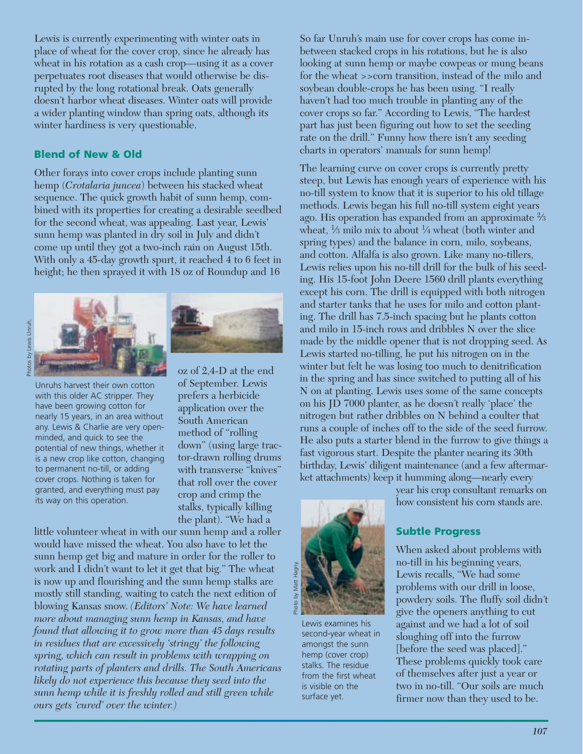Lewis is currently experimenting with winter oats in place of wheat for the cover crop, since he already has wheat in his rotation as a cash crop—using it as a cover perpetuates root diseases that would otherwise be disrupted by the long rotational break. Oats generally doesn't harbor wheat diseases. Winter oats will provide a wider planting window than spring oats, although its winter hardiness is very questionable.

### Blend of New & Old

Other forays into cover crops include planting sunn hemp (*Crotalaria juncea*) between his stacked wheat sequence. The quick growth habit of sunn hemp, combined with its properties for creating a desirable seedbed for the second wheat, was appealing. Last year, Lewis' sunn hemp was planted in dry soil in July and didn't come up until they got a two-inch rain on August 15th. With only a 45-day growth spurt, it reached 4 to 6 feet in height; he then sprayed it with 18 oz of Roundup and 16 oz of 2,4-D at the end of September. Lewis prefers a herbicide application over the South American method of "rolling down" (using large tractor-drawn rolling drums with transverse "knives" that roll over the cover crop and crimp the stalks, typically killing the plant). "We had a little volunteer wheat in with our sunn hemp and a roller would have missed the wheat. You also have to let the sunn hemp get big and mature in order for the roller to work and I didn't want to let it get that big." The wheat is now up and flourishing and the sunn hemp stalks are mostly still standing, waiting to catch the next edition of blowing Kansas snow. *(Editors' Note: We have learned more about managing sunn hemp in Kansas, and have found that allowing it to grow more than 45 days results in residues that are excessively 'stringy' the following spring, which can result in problems with wrapping on rotating parts of planters and drills. The South Americans likely do not experience this because they seed into the sunn hemp while it is freshly rolled and still green while ours gets 'cured' over the winter.)*

Photos by Lewis Unruh.

Unruhs harvest their own cotton with this older AC stripper. They have been growing cotton for nearly 15 years, in an area without any. Lewis & Charlie are very open-minded, and quick to see the potential of new things, whether it is a new crop like cotton, changing to permanent no-till, or adding cover crops. Nothing is taken for granted, and everything must pay its way on this operation.

So far Unruh's main use for cover crops has come in-between stacked crops in his rotations, but he is also looking at sunn hemp or maybe cowpeas or mung beans for the wheat >>corn transition, instead of the milo and soybean double-crops he has been using. "I really haven't had too much trouble in planting any of the cover crops so far." According to Lewis, "The hardest part has just been figuring out how to set the seeding rate on the drill." Funny how there isn't any seeding charts in operators' manuals for sunn hemp!

The learning curve on cover crops is currently pretty steep, but Lewis has enough years of experience with his no-till system to know that it is superior to his old tillage methods. Lewis began his full no-till system eight years ago. His operation has expanded from an approximate ⅔ wheat, ⅓ milo mix to about ¼ wheat (both winter and spring types) and the balance in corn, milo, soybeans, and cotton. Alfalfa is also grown. Like many no-tillers, Lewis relies upon his no-till drill for the bulk of his seeding. His 15-foot John Deere 1560 drill plants everything except his corn. The drill is equipped with both nitrogen and starter tanks that he uses for milo and cotton planting. The drill has 7.5-inch spacing but he plants cotton and milo in 15-inch rows and dribbles N over the slice made by the middle opener that is not dropping seed. As Lewis started no-tilling, he put his nitrogen on in the winter but felt he was losing too much to denitrification in the spring and has since switched to putting all of his N on at planting. Lewis uses some of the same concepts on his JD 7000 planter, as he doesn't really 'place' the nitrogen but rather dribbles on N behind a coulter that runs a couple of inches off to the side of the seed furrow. He also puts a starter blend in the furrow to give things a fast vigorous start. Despite the planter nearing its 30th birthday, Lewis' diligent maintenance (and a few aftermarket attachments) keep it humming along—nearly every year his crop consultant remarks on how consistent his corn stands are.

Photo by Matt Hagny.

Lewis examines his second-year wheat in amongst the sunn hemp (cover crop) stalks. The residue from the first wheat is visible on the surface yet.

### Subtle Progress

When asked about problems with no-till in his beginning years, Lewis recalls, "We had some problems with our drill in loose, powdery soils. The fluffy soil didn't give the openers anything to cut against and we had a lot of soil sloughing off into the furrow [before the seed was placed]." These problems quickly took care of themselves after just a year or two in no-till. "Our soils are much firmer now than they used to be.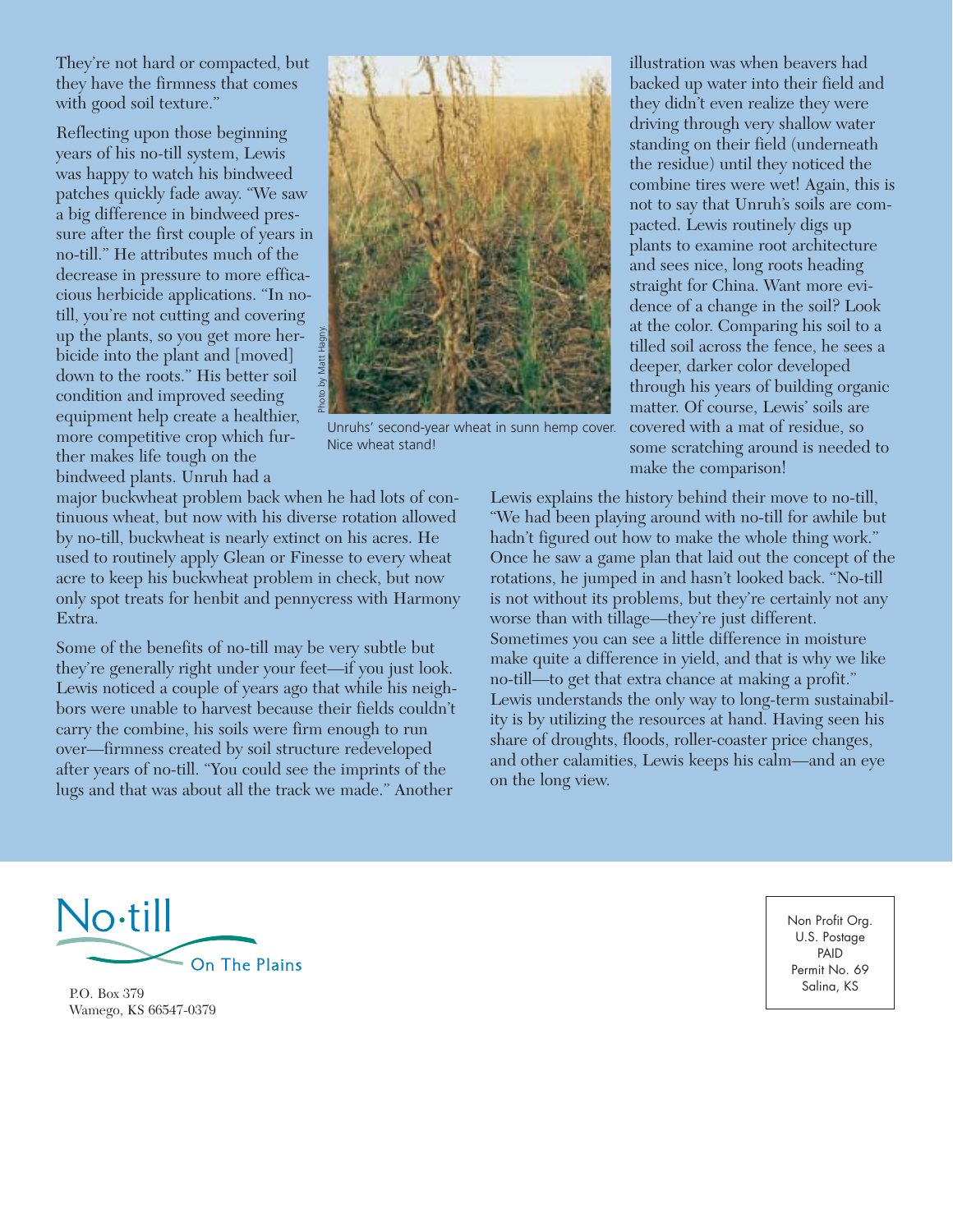They're not hard or compacted, but they have the firmness that comes with good soil texture."

Reflecting upon those beginning years of his no-till system, Lewis was happy to watch his bindweed patches quickly fade away. "We saw a big difference in bindweed pressure after the first couple of years in no-till." He attributes much of the decrease in pressure to more efficacious herbicide applications. "In no-till, you're not cutting and covering up the plants, so you get more herbicide into the plant and [moved] down to the roots." His better soil condition and improved seeding equipment help create a healthier, more competitive crop which further makes life tough on the bindweed plants. Unruh had a major buckwheat problem back when he had lots of continuous wheat, but now with his diverse rotation allowed by no-till, buckwheat is nearly extinct on his acres. He used to routinely apply Glean or Finesse to every wheat acre to keep his buckwheat problem in check, but now only spot treats for henbit and pennycress with Harmony Extra.

Some of the benefits of no-till may be very subtle but they're generally right under your feet—if you just look. Lewis noticed a couple of years ago that while his neighbors were unable to harvest because their fields couldn't carry the combine, his soils were firm enough to run over—firmness created by soil structure redeveloped after years of no-till. "You could see the imprints of the lugs and that was about all the track we made." Another illustration was when beavers had backed up water into their field and they didn't even realize they were driving through very shallow water standing on their field (underneath the residue) until they noticed the combine tires were wet! Again, this is not to say that Unruh's soils are compacted. Lewis routinely digs up plants to examine root architecture and sees nice, long roots heading straight for China. Want more evidence of a change in the soil? Look at the color. Comparing his soil to a tilled soil across the fence, he sees a deeper, darker color developed through his years of building organic matter. Of course, Lewis' soils are covered with a mat of residue, so some scratching around is needed to make the comparison!

Photo by Matt Hagny.

Unruhs' second-year wheat in sunn hemp cover. Nice wheat stand!

Lewis explains the history behind their move to no-till, "We had been playing around with no-till for awhile but hadn't figured out how to make the whole thing work." Once he saw a game plan that laid out the concept of the rotations, he jumped in and hasn't looked back. "No-till is not without its problems, but they're certainly not any worse than with tillage—they're just different. Sometimes you can see a little difference in moisture make quite a difference in yield, and that is why we like no-till—to get that extra chance at making a profit." Lewis understands the only way to long-term sustainability is by utilizing the resources at hand. Having seen his share of droughts, floods, roller-coaster price changes, and other calamities, Lewis keeps his calm—and an eye on the long view.

No·till On The Plains

P.O. Box 379
Wamego, KS 66547-0379

Non Profit Org.
U.S. Postage
PAID
Permit No. 69
Salina, KS